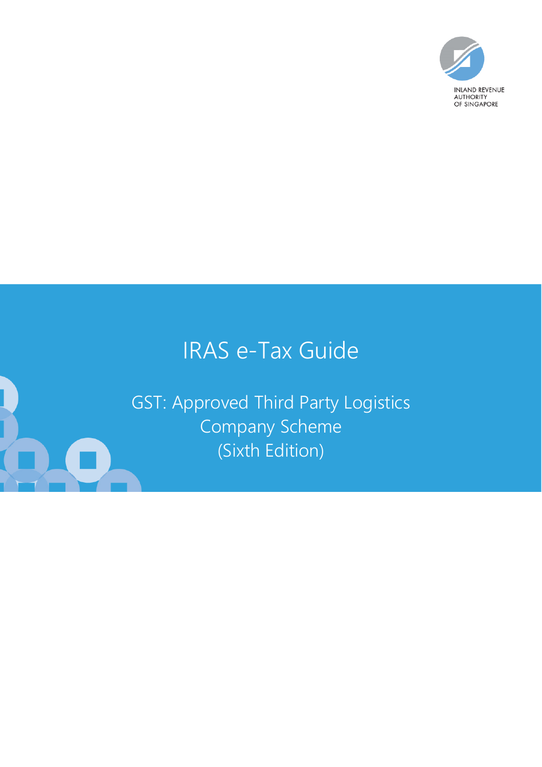INLAND REVENUE AUTHORITY OF SINGAPORE

# IRAS e-Tax Guide

## GST: Approved Third Party Logistics Company Scheme (Sixth Edition)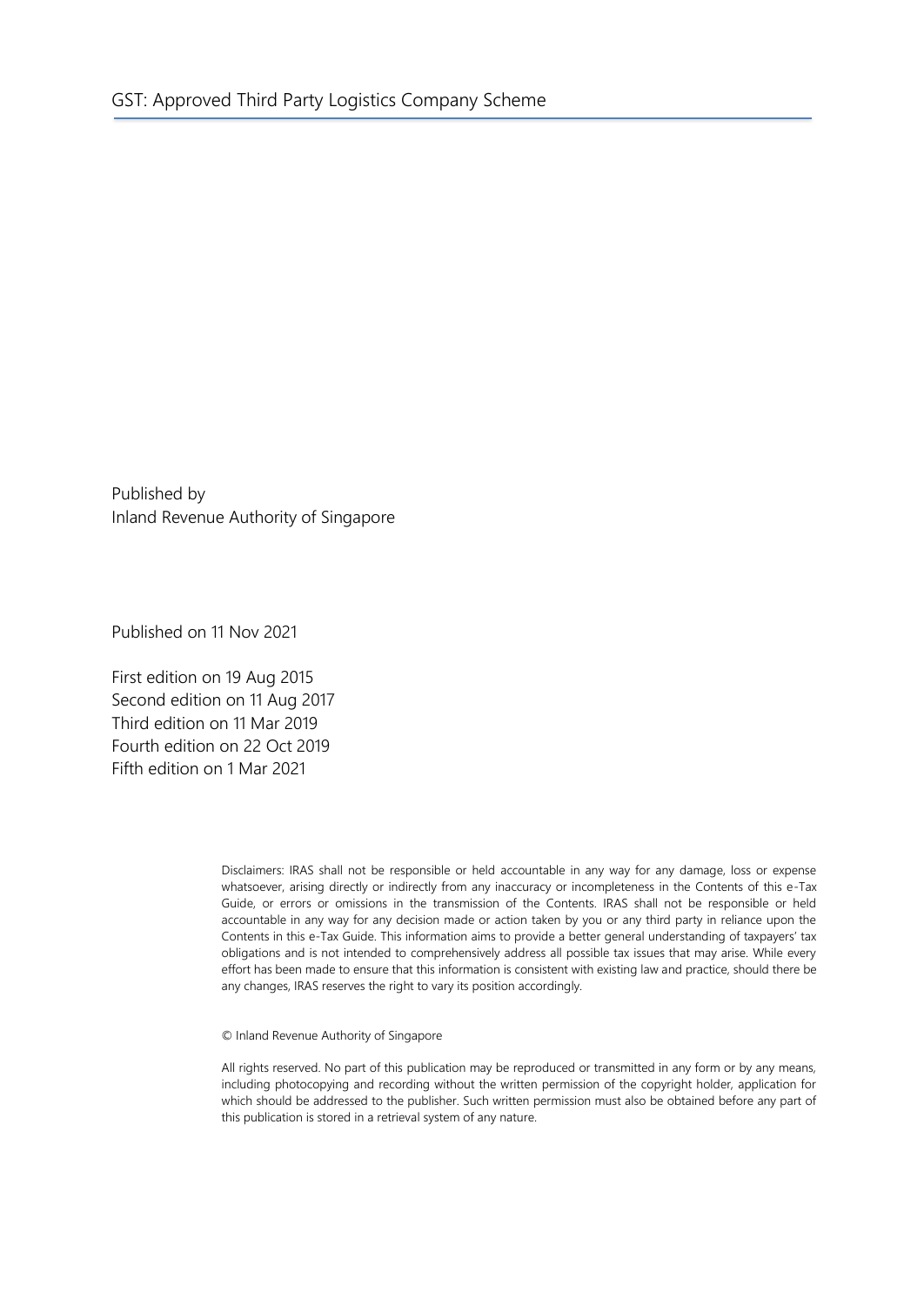# GST: Approved Third Party Logistics Company Scheme

Published by
Inland Revenue Authority of Singapore

Published on 11 Nov 2021

First edition on 19 Aug 2015
Second edition on 11 Aug 2017
Third edition on 11 Mar 2019
Fourth edition on 22 Oct 2019
Fifth edition on 1 Mar 2021

Disclaimers: IRAS shall not be responsible or held accountable in any way for any damage, loss or expense whatsoever, arising directly or indirectly from any inaccuracy or incompleteness in the Contents of this e-Tax Guide, or errors or omissions in the transmission of the Contents. IRAS shall not be responsible or held accountable in any way for any decision made or action taken by you or any third party in reliance upon the Contents in this e-Tax Guide. This information aims to provide a better general understanding of taxpayers' tax obligations and is not intended to comprehensively address all possible tax issues that may arise. While every effort has been made to ensure that this information is consistent with existing law and practice, should there be any changes, IRAS reserves the right to vary its position accordingly.

© Inland Revenue Authority of Singapore

All rights reserved. No part of this publication may be reproduced or transmitted in any form or by any means, including photocopying and recording without the written permission of the copyright holder, application for which should be addressed to the publisher. Such written permission must also be obtained before any part of this publication is stored in a retrieval system of any nature.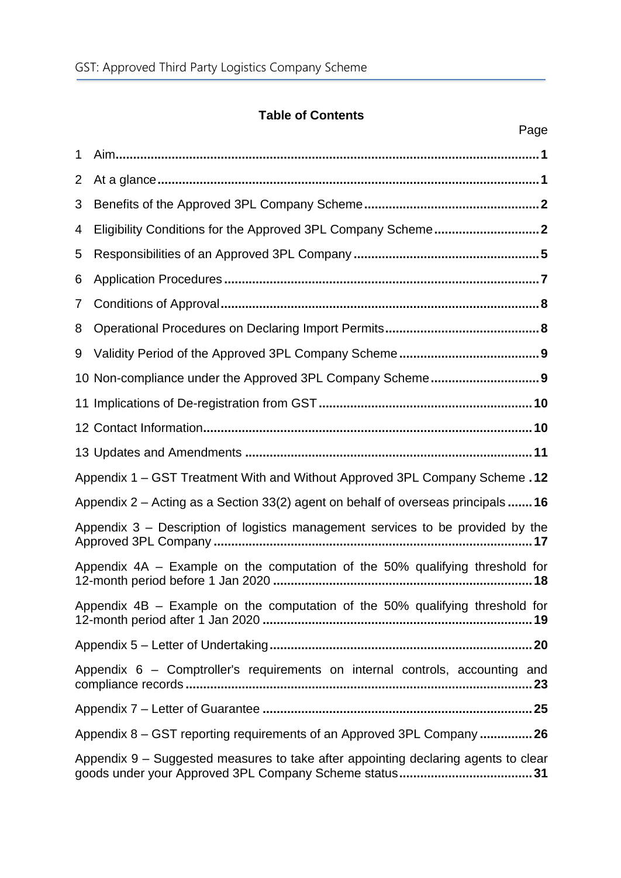**Table of Contents**

| | Page |
|---|---|
| 1 Aim | 1 |
| 2 At a glance | 1 |
| 3 Benefits of the Approved 3PL Company Scheme | 2 |
| 4 Eligibility Conditions for the Approved 3PL Company Scheme | 2 |
| 5 Responsibilities of an Approved 3PL Company | 5 |
| 6 Application Procedures | 7 |
| 7 Conditions of Approval | 8 |
| 8 Operational Procedures on Declaring Import Permits | 8 |
| 9 Validity Period of the Approved 3PL Company Scheme | 9 |
| 10 Non-compliance under the Approved 3PL Company Scheme | 9 |
| 11 Implications of De-registration from GST | 10 |
| 12 Contact Information | 10 |
| 13 Updates and Amendments | 11 |
| Appendix 1 – GST Treatment With and Without Approved 3PL Company Scheme | 12 |
| Appendix 2 – Acting as a Section 33(2) agent on behalf of overseas principals | 16 |
| Appendix 3 – Description of logistics management services to be provided by the Approved 3PL Company | 17 |
| Appendix 4A – Example on the computation of the 50% qualifying threshold for 12-month period before 1 Jan 2020 | 18 |
| Appendix 4B – Example on the computation of the 50% qualifying threshold for 12-month period after 1 Jan 2020 | 19 |
| Appendix 5 – Letter of Undertaking | 20 |
| Appendix 6 – Comptroller's requirements on internal controls, accounting and compliance records | 23 |
| Appendix 7 – Letter of Guarantee | 25 |
| Appendix 8 – GST reporting requirements of an Approved 3PL Company | 26 |
| Appendix 9 – Suggested measures to take after appointing declaring agents to clear goods under your Approved 3PL Company Scheme status | 31 |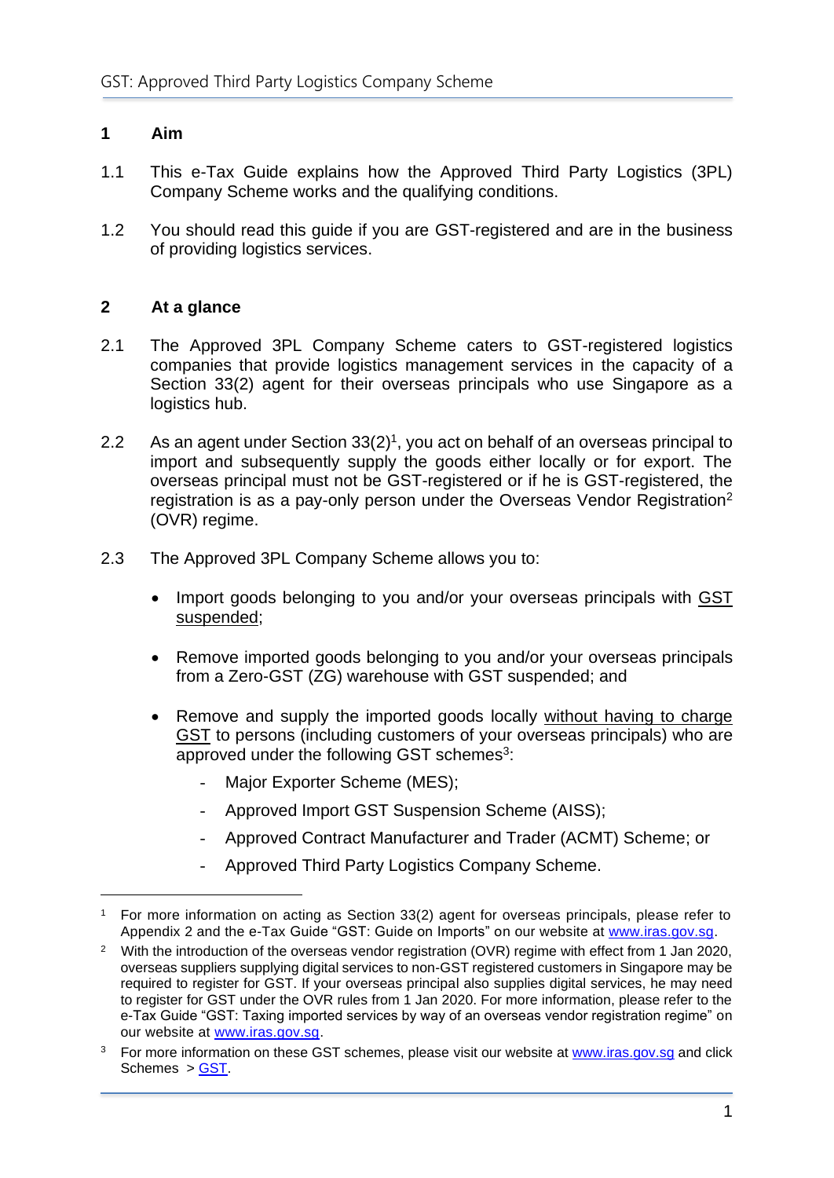## 1 Aim

1.1 This e-Tax Guide explains how the Approved Third Party Logistics (3PL) Company Scheme works and the qualifying conditions.

1.2 You should read this guide if you are GST-registered and are in the business of providing logistics services.

## 2 At a glance

2.1 The Approved 3PL Company Scheme caters to GST-registered logistics companies that provide logistics management services in the capacity of a Section 33(2) agent for their overseas principals who use Singapore as a logistics hub.

2.2 As an agent under Section 33(2)[1], you act on behalf of an overseas principal to import and subsequently supply the goods either locally or for export. The overseas principal must not be GST-registered or if he is GST-registered, the registration is as a pay-only person under the Overseas Vendor Registration[2] (OVR) regime.

2.3 The Approved 3PL Company Scheme allows you to:

- Import goods belonging to you and/or your overseas principals with GST suspended;
- Remove imported goods belonging to you and/or your overseas principals from a Zero-GST (ZG) warehouse with GST suspended; and
- Remove and supply the imported goods locally without having to charge GST to persons (including customers of your overseas principals) who are approved under the following GST schemes[3]:
  - Major Exporter Scheme (MES);
  - Approved Import GST Suspension Scheme (AISS);
  - Approved Contract Manufacturer and Trader (ACMT) Scheme; or
  - Approved Third Party Logistics Company Scheme.

---

[1] For more information on acting as Section 33(2) agent for overseas principals, please refer to Appendix 2 and the e-Tax Guide "GST: Guide on Imports" on our website at www.iras.gov.sg.

[2] With the introduction of the overseas vendor registration (OVR) regime with effect from 1 Jan 2020, overseas suppliers supplying digital services to non-GST registered customers in Singapore may be required to register for GST. If your overseas principal also supplies digital services, he may need to register for GST under the OVR rules from 1 Jan 2020. For more information, please refer to the e-Tax Guide "GST: Taxing imported services by way of an overseas vendor registration regime" on our website at www.iras.gov.sg.

[3] For more information on these GST schemes, please visit our website at www.iras.gov.sg and click Schemes > GST.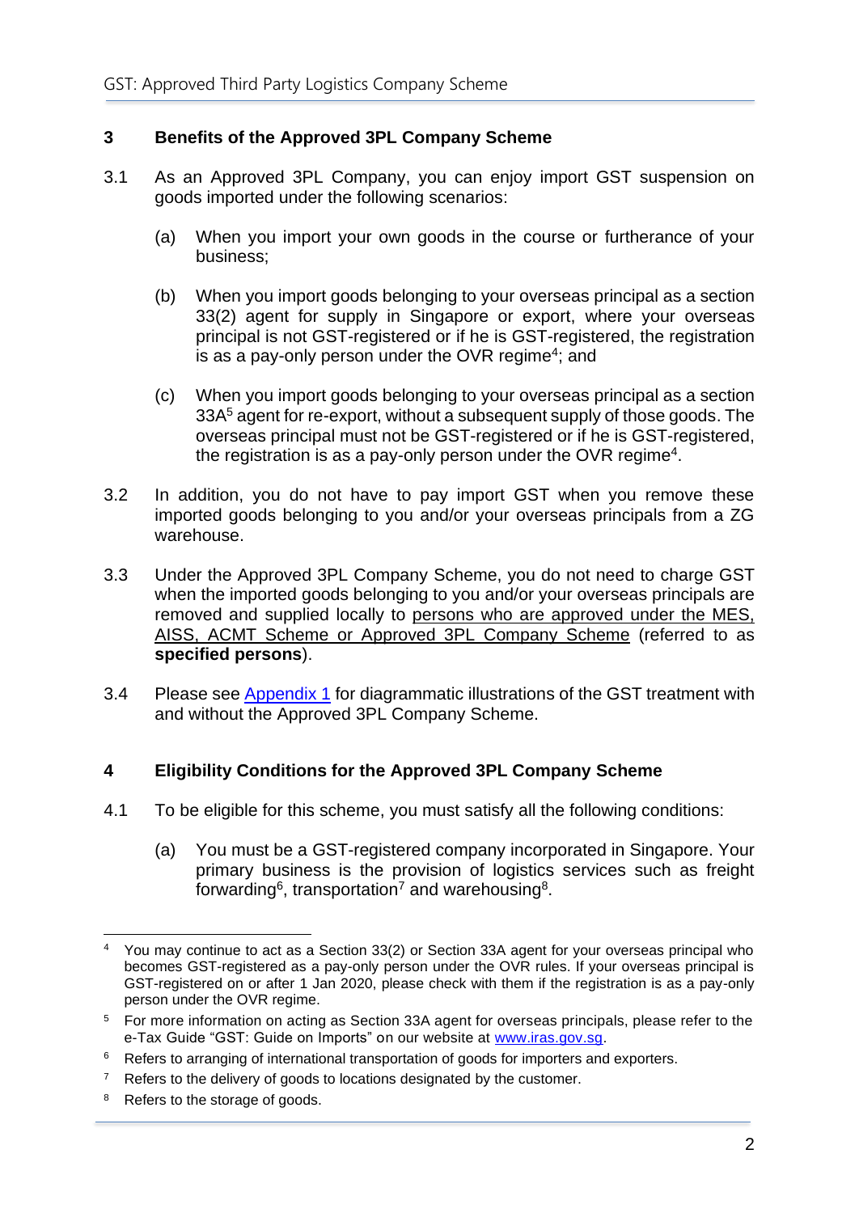## 3 Benefits of the Approved 3PL Company Scheme

3.1 As an Approved 3PL Company, you can enjoy import GST suspension on goods imported under the following scenarios:

(a) When you import your own goods in the course or furtherance of your business;

(b) When you import goods belonging to your overseas principal as a section 33(2) agent for supply in Singapore or export, where your overseas principal is not GST-registered or if he is GST-registered, the registration is as a pay-only person under the OVR regime[4]; and

(c) When you import goods belonging to your overseas principal as a section 33A[5] agent for re-export, without a subsequent supply of those goods. The overseas principal must not be GST-registered or if he is GST-registered, the registration is as a pay-only person under the OVR regime[4].

3.2 In addition, you do not have to pay import GST when you remove these imported goods belonging to you and/or your overseas principals from a ZG warehouse.

3.3 Under the Approved 3PL Company Scheme, you do not need to charge GST when the imported goods belonging to you and/or your overseas principals are removed and supplied locally to persons who are approved under the MES, AISS, ACMT Scheme or Approved 3PL Company Scheme (referred to as **specified persons**).

3.4 Please see Appendix 1 for diagrammatic illustrations of the GST treatment with and without the Approved 3PL Company Scheme.

## 4 Eligibility Conditions for the Approved 3PL Company Scheme

4.1 To be eligible for this scheme, you must satisfy all the following conditions:

(a) You must be a GST-registered company incorporated in Singapore. Your primary business is the provision of logistics services such as freight forwarding[6], transportation[7] and warehousing[8].

---

[4] You may continue to act as a Section 33(2) or Section 33A agent for your overseas principal who becomes GST-registered as a pay-only person under the OVR rules. If your overseas principal is GST-registered on or after 1 Jan 2020, please check with them if the registration is as a pay-only person under the OVR regime.

[5] For more information on acting as Section 33A agent for overseas principals, please refer to the e-Tax Guide "GST: Guide on Imports" on our website at www.iras.gov.sg.

[6] Refers to arranging of international transportation of goods for importers and exporters.

[7] Refers to the delivery of goods to locations designated by the customer.

[8] Refers to the storage of goods.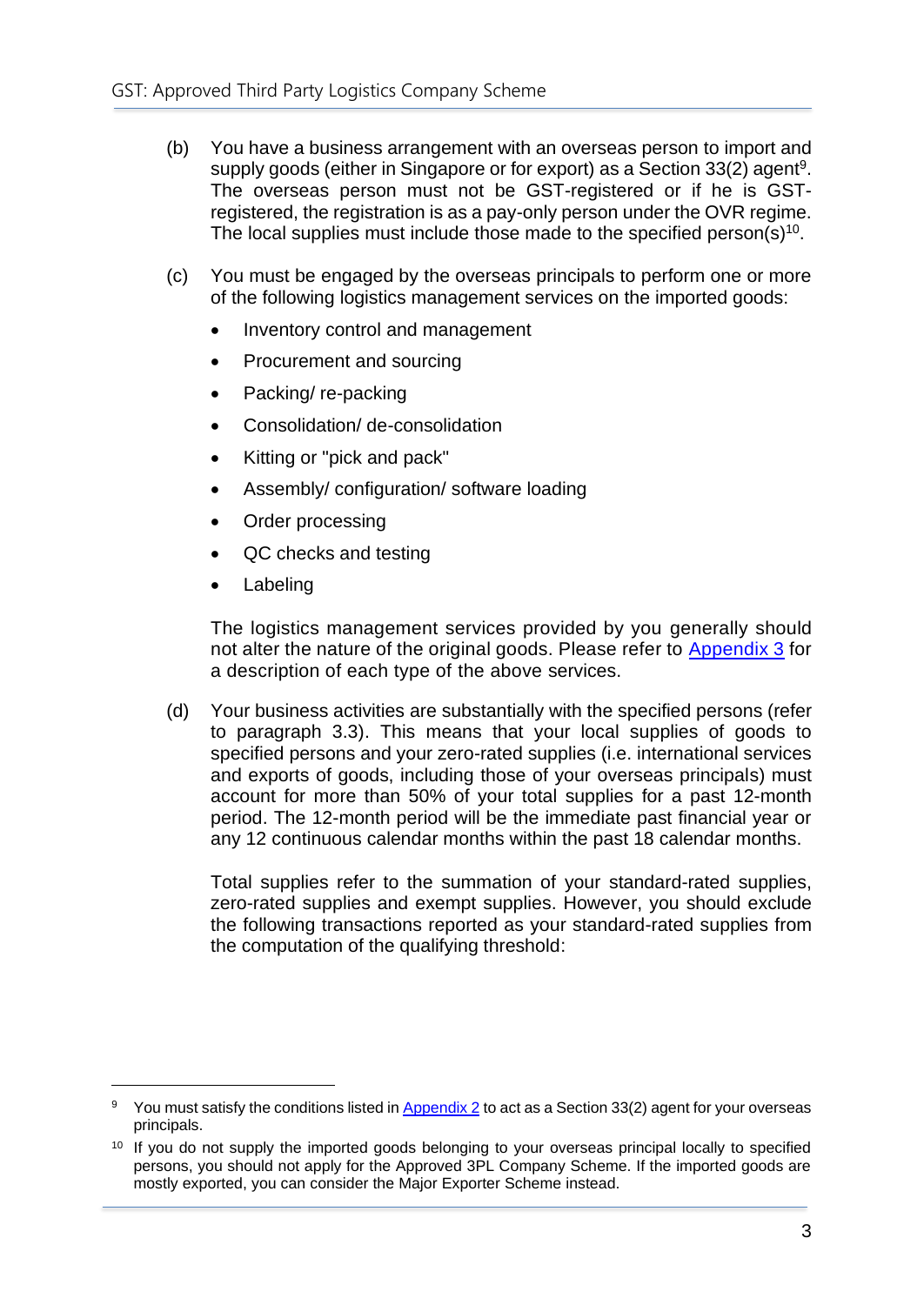(b) You have a business arrangement with an overseas person to import and supply goods (either in Singapore or for export) as a Section 33(2) agent[9]. The overseas person must not be GST-registered or if he is GST-registered, the registration is as a pay-only person under the OVR regime. The local supplies must include those made to the specified person(s)[10].

(c) You must be engaged by the overseas principals to perform one or more of the following logistics management services on the imported goods:

- Inventory control and management
- Procurement and sourcing
- Packing/ re-packing
- Consolidation/ de-consolidation
- Kitting or "pick and pack"
- Assembly/ configuration/ software loading
- Order processing
- QC checks and testing
- Labeling

The logistics management services provided by you generally should not alter the nature of the original goods. Please refer to Appendix 3 for a description of each type of the above services.

(d) Your business activities are substantially with the specified persons (refer to paragraph 3.3). This means that your local supplies of goods to specified persons and your zero-rated supplies (i.e. international services and exports of goods, including those of your overseas principals) must account for more than 50% of your total supplies for a past 12-month period. The 12-month period will be the immediate past financial year or any 12 continuous calendar months within the past 18 calendar months.

Total supplies refer to the summation of your standard-rated supplies, zero-rated supplies and exempt supplies. However, you should exclude the following transactions reported as your standard-rated supplies from the computation of the qualifying threshold:

---

[9] You must satisfy the conditions listed in Appendix 2 to act as a Section 33(2) agent for your overseas principals.

[10] If you do not supply the imported goods belonging to your overseas principal locally to specified persons, you should not apply for the Approved 3PL Company Scheme. If the imported goods are mostly exported, you can consider the Major Exporter Scheme instead.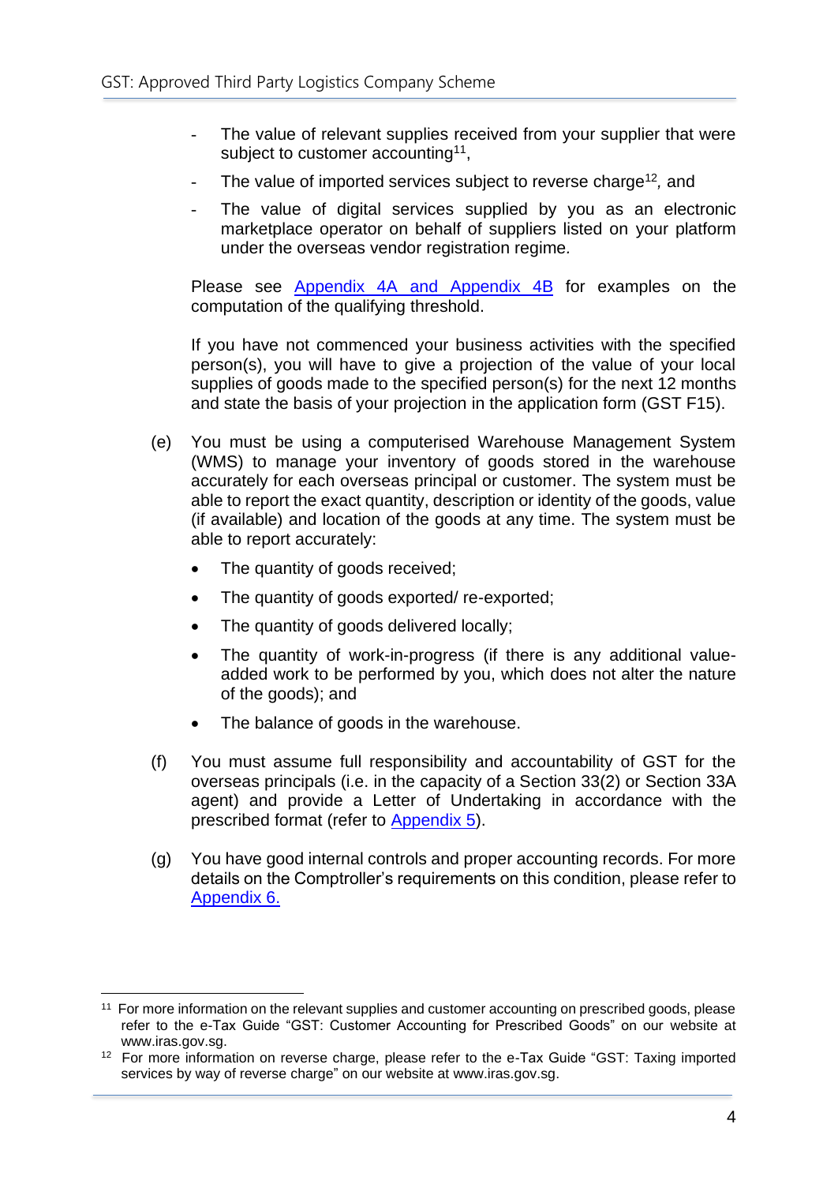- The value of relevant supplies received from your supplier that were subject to customer accounting[11],
- The value of imported services subject to reverse charge[12], and
- The value of digital services supplied by you as an electronic marketplace operator on behalf of suppliers listed on your platform under the overseas vendor registration regime.

Please see [Appendix 4A and Appendix 4B](#) for examples on the computation of the qualifying threshold.

If you have not commenced your business activities with the specified person(s), you will have to give a projection of the value of your local supplies of goods made to the specified person(s) for the next 12 months and state the basis of your projection in the application form (GST F15).

(e) You must be using a computerised Warehouse Management System (WMS) to manage your inventory of goods stored in the warehouse accurately for each overseas principal or customer. The system must be able to report the exact quantity, description or identity of the goods, value (if available) and location of the goods at any time. The system must be able to report accurately:

- The quantity of goods received;
- The quantity of goods exported/ re-exported;
- The quantity of goods delivered locally;
- The quantity of work-in-progress (if there is any additional value-added work to be performed by you, which does not alter the nature of the goods); and
- The balance of goods in the warehouse.

(f) You must assume full responsibility and accountability of GST for the overseas principals (i.e. in the capacity of a Section 33(2) or Section 33A agent) and provide a Letter of Undertaking in accordance with the prescribed format (refer to [Appendix 5](#)).

(g) You have good internal controls and proper accounting records. For more details on the Comptroller's requirements on this condition, please refer to [Appendix 6.](#)

---

[11] For more information on the relevant supplies and customer accounting on prescribed goods, please refer to the e-Tax Guide "GST: Customer Accounting for Prescribed Goods" on our website at www.iras.gov.sg.

[12] For more information on reverse charge, please refer to the e-Tax Guide "GST: Taxing imported services by way of reverse charge" on our website at www.iras.gov.sg.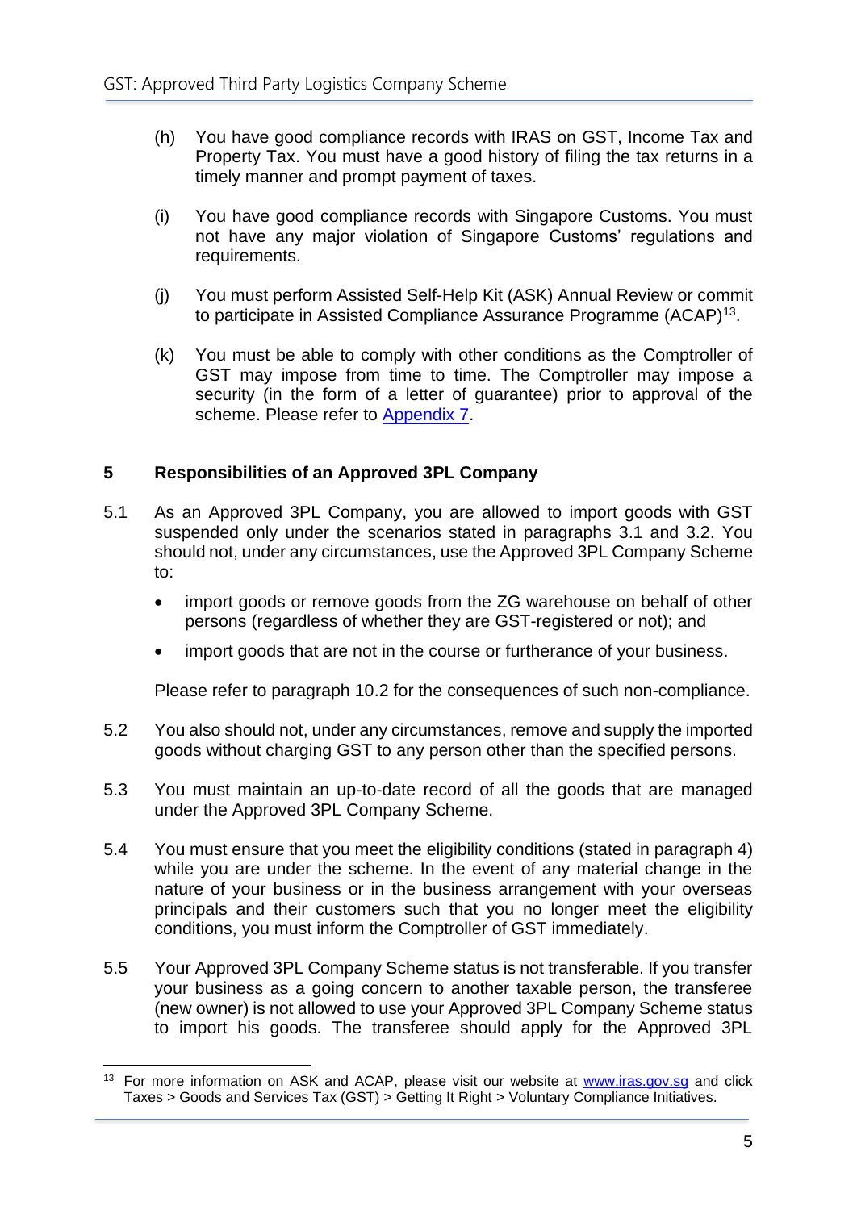(h) You have good compliance records with IRAS on GST, Income Tax and Property Tax. You must have a good history of filing the tax returns in a timely manner and prompt payment of taxes.

(i) You have good compliance records with Singapore Customs. You must not have any major violation of Singapore Customs' regulations and requirements.

(j) You must perform Assisted Self-Help Kit (ASK) Annual Review or commit to participate in Assisted Compliance Assurance Programme (ACAP)[13].

(k) You must be able to comply with other conditions as the Comptroller of GST may impose from time to time. The Comptroller may impose a security (in the form of a letter of guarantee) prior to approval of the scheme. Please refer to Appendix 7.

## 5 Responsibilities of an Approved 3PL Company

5.1 As an Approved 3PL Company, you are allowed to import goods with GST suspended only under the scenarios stated in paragraphs 3.1 and 3.2. You should not, under any circumstances, use the Approved 3PL Company Scheme to:

- import goods or remove goods from the ZG warehouse on behalf of other persons (regardless of whether they are GST-registered or not); and
- import goods that are not in the course or furtherance of your business.

Please refer to paragraph 10.2 for the consequences of such non-compliance.

5.2 You also should not, under any circumstances, remove and supply the imported goods without charging GST to any person other than the specified persons.

5.3 You must maintain an up-to-date record of all the goods that are managed under the Approved 3PL Company Scheme.

5.4 You must ensure that you meet the eligibility conditions (stated in paragraph 4) while you are under the scheme. In the event of any material change in the nature of your business or in the business arrangement with your overseas principals and their customers such that you no longer meet the eligibility conditions, you must inform the Comptroller of GST immediately.

5.5 Your Approved 3PL Company Scheme status is not transferable. If you transfer your business as a going concern to another taxable person, the transferee (new owner) is not allowed to use your Approved 3PL Company Scheme status to import his goods. The transferee should apply for the Approved 3PL

---

[13] For more information on ASK and ACAP, please visit our website at www.iras.gov.sg and click Taxes > Goods and Services Tax (GST) > Getting It Right > Voluntary Compliance Initiatives.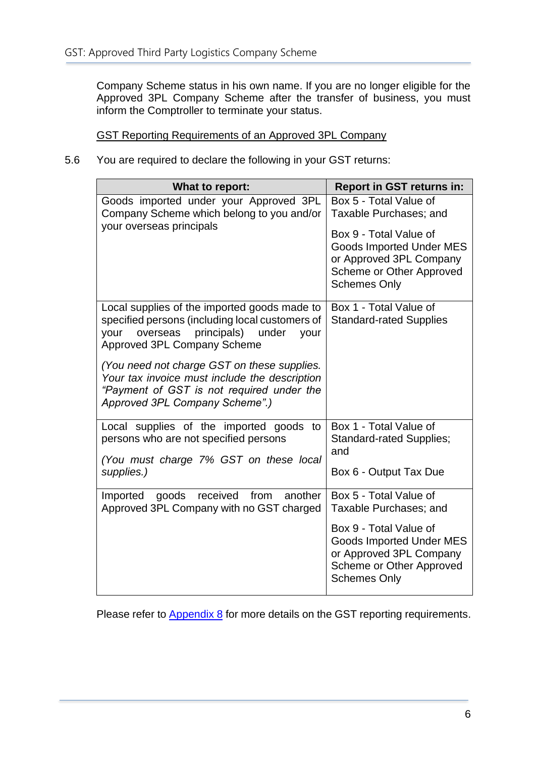Company Scheme status in his own name. If you are no longer eligible for the Approved 3PL Company Scheme after the transfer of business, you must inform the Comptroller to terminate your status.

GST Reporting Requirements of an Approved 3PL Company

5.6 You are required to declare the following in your GST returns:

| What to report: | Report in GST returns in: |
|---|---|
| Goods imported under your Approved 3PL Company Scheme which belong to you and/or your overseas principals | Box 5 - Total Value of Taxable Purchases; and<br><br>Box 9 - Total Value of Goods Imported Under MES or Approved 3PL Company Scheme or Other Approved Schemes Only |
| Local supplies of the imported goods made to specified persons (including local customers of your overseas principals) under your Approved 3PL Company Scheme<br><br>*(You need not charge GST on these supplies. Your tax invoice must include the description "Payment of GST is not required under the Approved 3PL Company Scheme".)* | Box 1 - Total Value of Standard-rated Supplies |
| Local supplies of the imported goods to persons who are not specified persons<br><br>*(You must charge 7% GST on these local supplies.)* | Box 1 - Total Value of Standard-rated Supplies; and<br><br>Box 6 - Output Tax Due |
| Imported goods received from another Approved 3PL Company with no GST charged | Box 5 - Total Value of Taxable Purchases; and<br><br>Box 9 - Total Value of Goods Imported Under MES or Approved 3PL Company Scheme or Other Approved Schemes Only |

Please refer to Appendix 8 for more details on the GST reporting requirements.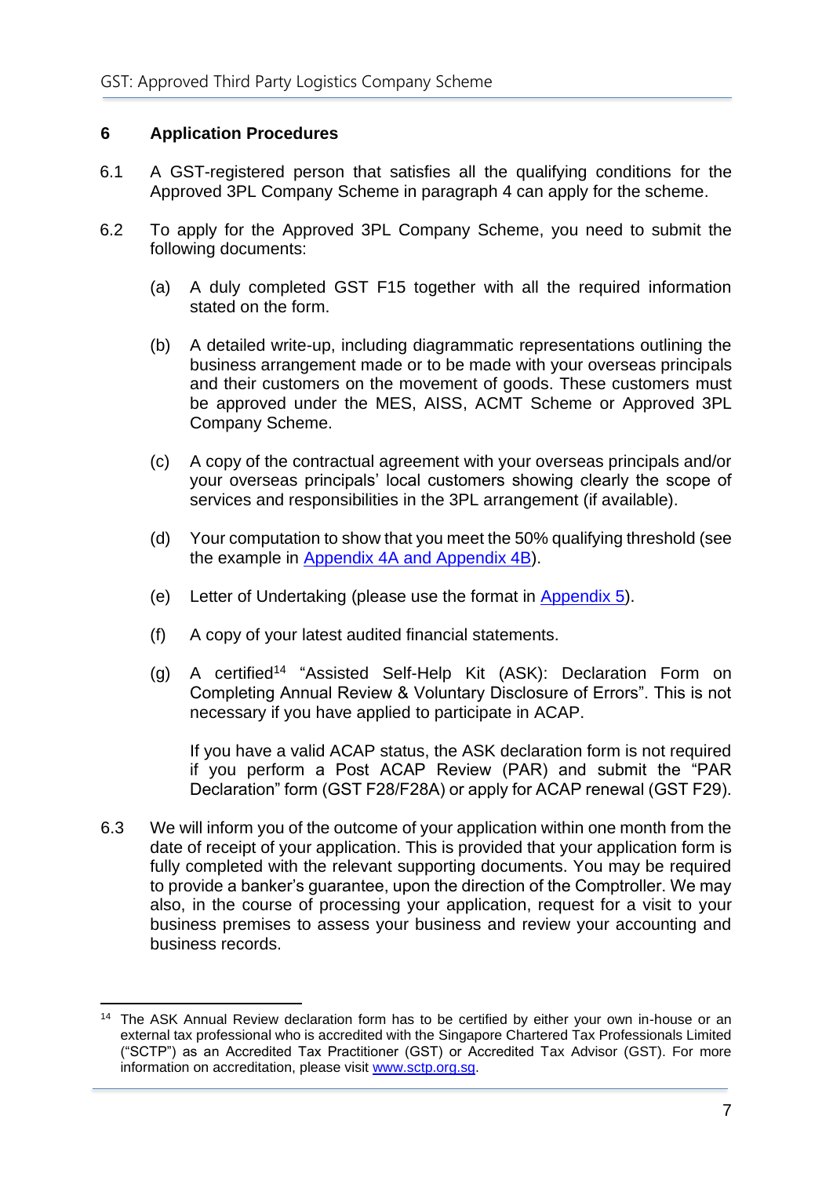## 6 Application Procedures

6.1 A GST-registered person that satisfies all the qualifying conditions for the Approved 3PL Company Scheme in paragraph 4 can apply for the scheme.

6.2 To apply for the Approved 3PL Company Scheme, you need to submit the following documents:

(a) A duly completed GST F15 together with all the required information stated on the form.

(b) A detailed write-up, including diagrammatic representations outlining the business arrangement made or to be made with your overseas principals and their customers on the movement of goods. These customers must be approved under the MES, AISS, ACMT Scheme or Approved 3PL Company Scheme.

(c) A copy of the contractual agreement with your overseas principals and/or your overseas principals' local customers showing clearly the scope of services and responsibilities in the 3PL arrangement (if available).

(d) Your computation to show that you meet the 50% qualifying threshold (see the example in Appendix 4A and Appendix 4B).

(e) Letter of Undertaking (please use the format in Appendix 5).

(f) A copy of your latest audited financial statements.

(g) A certified[14] "Assisted Self-Help Kit (ASK): Declaration Form on Completing Annual Review & Voluntary Disclosure of Errors". This is not necessary if you have applied to participate in ACAP.

If you have a valid ACAP status, the ASK declaration form is not required if you perform a Post ACAP Review (PAR) and submit the "PAR Declaration" form (GST F28/F28A) or apply for ACAP renewal (GST F29).

6.3 We will inform you of the outcome of your application within one month from the date of receipt of your application. This is provided that your application form is fully completed with the relevant supporting documents. You may be required to provide a banker's guarantee, upon the direction of the Comptroller. We may also, in the course of processing your application, request for a visit to your business premises to assess your business and review your accounting and business records.

---

[14] The ASK Annual Review declaration form has to be certified by either your own in-house or an external tax professional who is accredited with the Singapore Chartered Tax Professionals Limited ("SCTP") as an Accredited Tax Practitioner (GST) or Accredited Tax Advisor (GST). For more information on accreditation, please visit www.sctp.org.sg.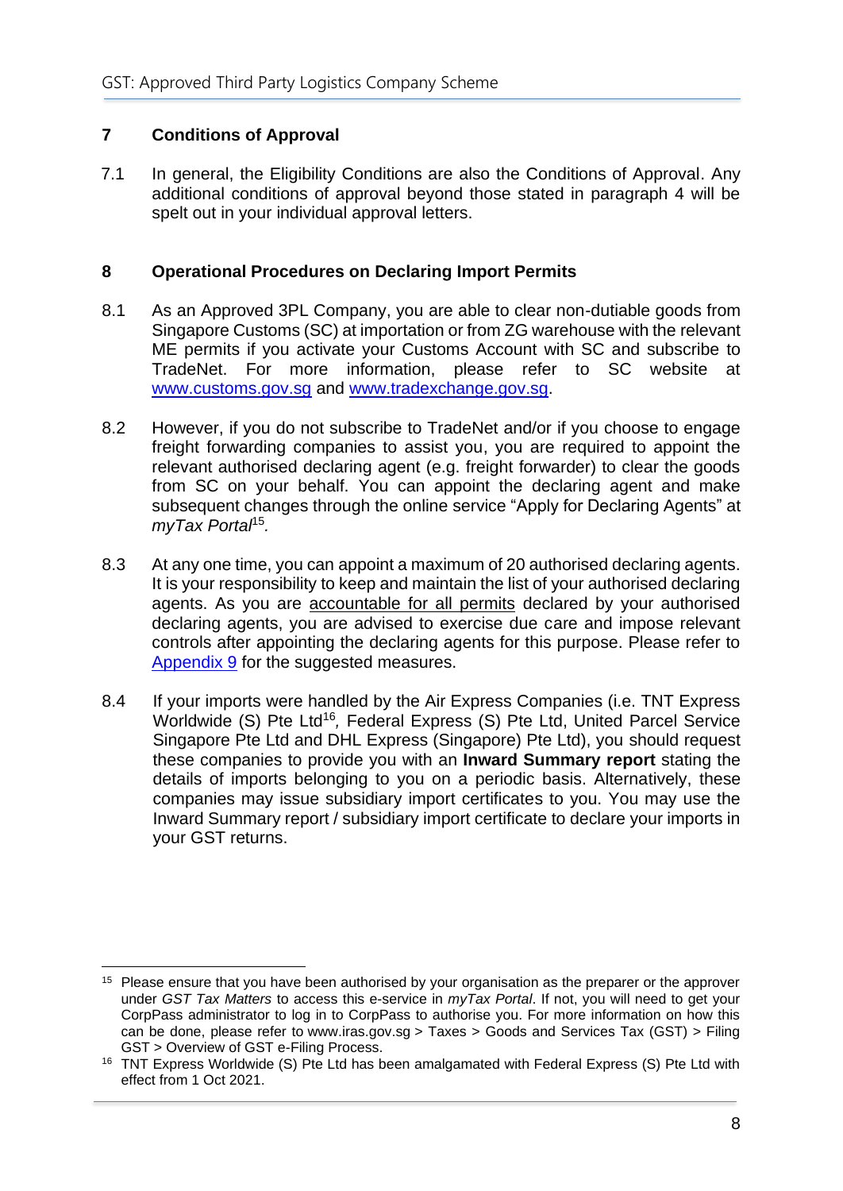## 7 Conditions of Approval

7.1 In general, the Eligibility Conditions are also the Conditions of Approval. Any additional conditions of approval beyond those stated in paragraph 4 will be spelt out in your individual approval letters.

## 8 Operational Procedures on Declaring Import Permits

8.1 As an Approved 3PL Company, you are able to clear non-dutiable goods from Singapore Customs (SC) at importation or from ZG warehouse with the relevant ME permits if you activate your Customs Account with SC and subscribe to TradeNet. For more information, please refer to SC website at [www.customs.gov.sg](www.customs.gov.sg) and [www.tradexchange.gov.sg](www.tradexchange.gov.sg).

8.2 However, if you do not subscribe to TradeNet and/or if you choose to engage freight forwarding companies to assist you, you are required to appoint the relevant authorised declaring agent (e.g. freight forwarder) to clear the goods from SC on your behalf. You can appoint the declaring agent and make subsequent changes through the online service "Apply for Declaring Agents" at *myTax Portal*[15].

8.3 At any one time, you can appoint a maximum of 20 authorised declaring agents. It is your responsibility to keep and maintain the list of your authorised declaring agents. As you are accountable for all permits declared by your authorised declaring agents, you are advised to exercise due care and impose relevant controls after appointing the declaring agents for this purpose. Please refer to [Appendix 9](#) for the suggested measures.

8.4 If your imports were handled by the Air Express Companies (i.e. TNT Express Worldwide (S) Pte Ltd[16], Federal Express (S) Pte Ltd, United Parcel Service Singapore Pte Ltd and DHL Express (Singapore) Pte Ltd), you should request these companies to provide you with an **Inward Summary report** stating the details of imports belonging to you on a periodic basis. Alternatively, these companies may issue subsidiary import certificates to you. You may use the Inward Summary report / subsidiary import certificate to declare your imports in your GST returns.

---

[15] Please ensure that you have been authorised by your organisation as the preparer or the approver under *GST Tax Matters* to access this e-service in *myTax Portal*. If not, you will need to get your CorpPass administrator to log in to CorpPass to authorise you. For more information on how this can be done, please refer to www.iras.gov.sg > Taxes > Goods and Services Tax (GST) > Filing GST > Overview of GST e-Filing Process.

[16] TNT Express Worldwide (S) Pte Ltd has been amalgamated with Federal Express (S) Pte Ltd with effect from 1 Oct 2021.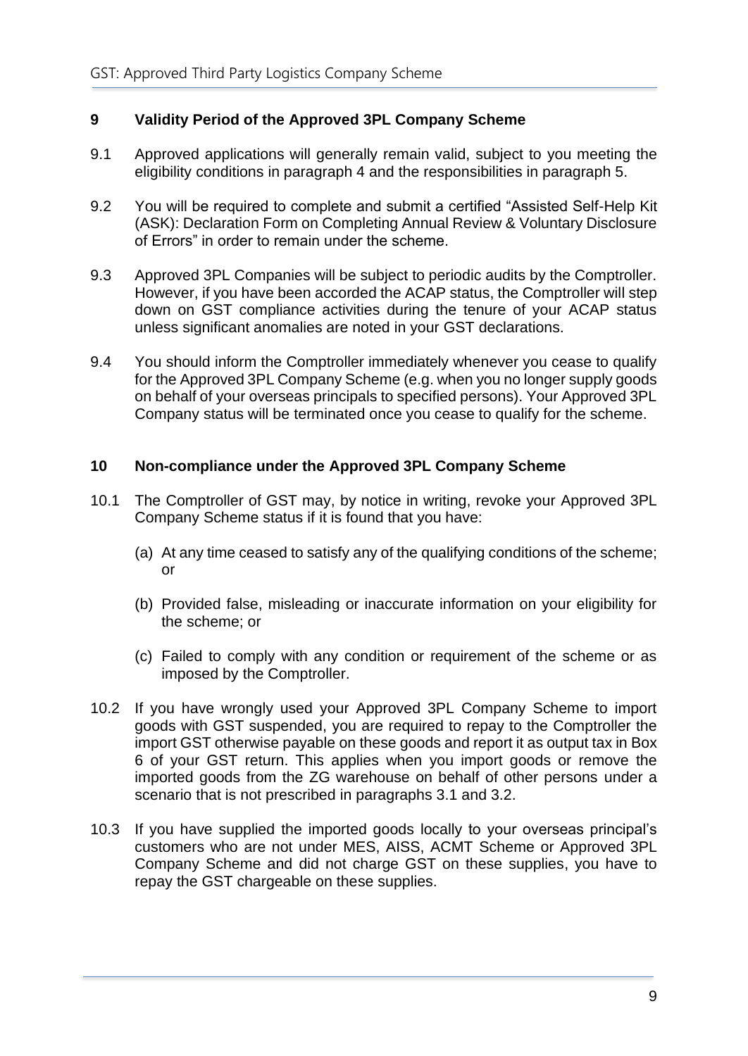## 9 Validity Period of the Approved 3PL Company Scheme

9.1 Approved applications will generally remain valid, subject to you meeting the eligibility conditions in paragraph 4 and the responsibilities in paragraph 5.

9.2 You will be required to complete and submit a certified "Assisted Self-Help Kit (ASK): Declaration Form on Completing Annual Review & Voluntary Disclosure of Errors" in order to remain under the scheme.

9.3 Approved 3PL Companies will be subject to periodic audits by the Comptroller. However, if you have been accorded the ACAP status, the Comptroller will step down on GST compliance activities during the tenure of your ACAP status unless significant anomalies are noted in your GST declarations.

9.4 You should inform the Comptroller immediately whenever you cease to qualify for the Approved 3PL Company Scheme (e.g. when you no longer supply goods on behalf of your overseas principals to specified persons). Your Approved 3PL Company status will be terminated once you cease to qualify for the scheme.

## 10 Non-compliance under the Approved 3PL Company Scheme

10.1 The Comptroller of GST may, by notice in writing, revoke your Approved 3PL Company Scheme status if it is found that you have:

(a) At any time ceased to satisfy any of the qualifying conditions of the scheme; or

(b) Provided false, misleading or inaccurate information on your eligibility for the scheme; or

(c) Failed to comply with any condition or requirement of the scheme or as imposed by the Comptroller.

10.2 If you have wrongly used your Approved 3PL Company Scheme to import goods with GST suspended, you are required to repay to the Comptroller the import GST otherwise payable on these goods and report it as output tax in Box 6 of your GST return. This applies when you import goods or remove the imported goods from the ZG warehouse on behalf of other persons under a scenario that is not prescribed in paragraphs 3.1 and 3.2.

10.3 If you have supplied the imported goods locally to your overseas principal's customers who are not under MES, AISS, ACMT Scheme or Approved 3PL Company Scheme and did not charge GST on these supplies, you have to repay the GST chargeable on these supplies.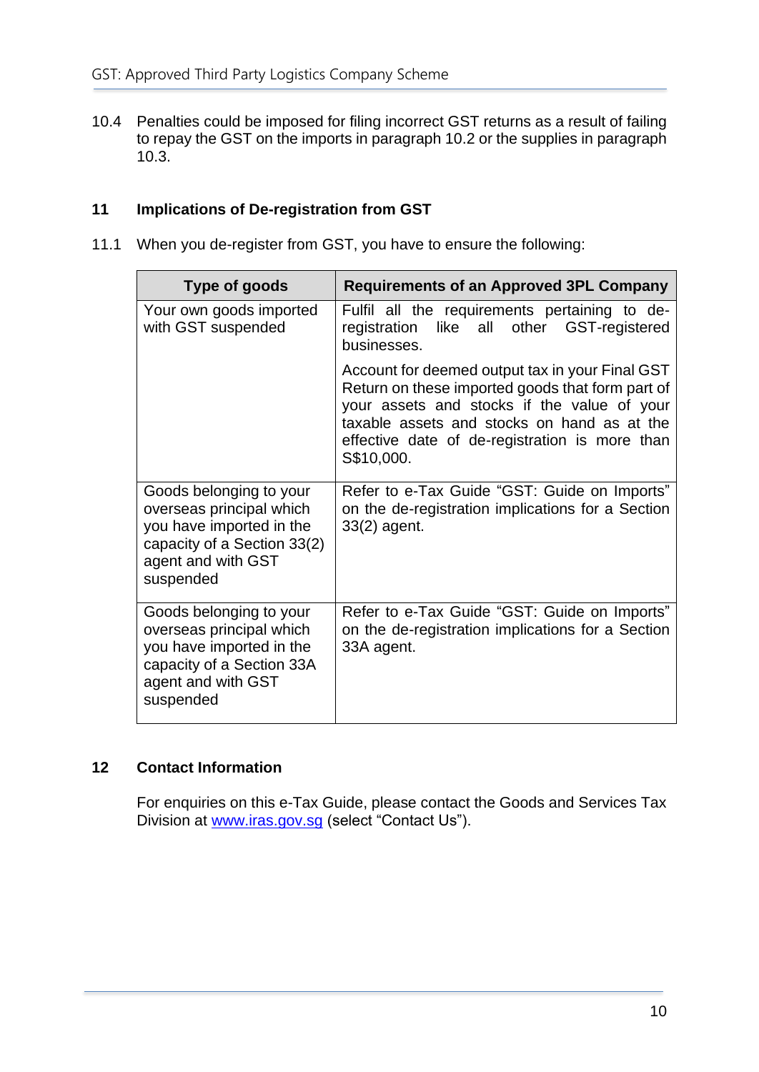10.4 Penalties could be imposed for filing incorrect GST returns as a result of failing to repay the GST on the imports in paragraph 10.2 or the supplies in paragraph 10.3.

## 11 Implications of De-registration from GST

11.1 When you de-register from GST, you have to ensure the following:

| Type of goods | Requirements of an Approved 3PL Company |
|---|---|
| Your own goods imported with GST suspended | Fulfil all the requirements pertaining to de-registration like all other GST-registered businesses.<br><br>Account for deemed output tax in your Final GST Return on these imported goods that form part of your assets and stocks if the value of your taxable assets and stocks on hand as at the effective date of de-registration is more than S$10,000. |
| Goods belonging to your overseas principal which you have imported in the capacity of a Section 33(2) agent and with GST suspended | Refer to e-Tax Guide "GST: Guide on Imports" on the de-registration implications for a Section 33(2) agent. |
| Goods belonging to your overseas principal which you have imported in the capacity of a Section 33A agent and with GST suspended | Refer to e-Tax Guide "GST: Guide on Imports" on the de-registration implications for a Section 33A agent. |

## 12 Contact Information

For enquiries on this e-Tax Guide, please contact the Goods and Services Tax Division at www.iras.gov.sg (select "Contact Us").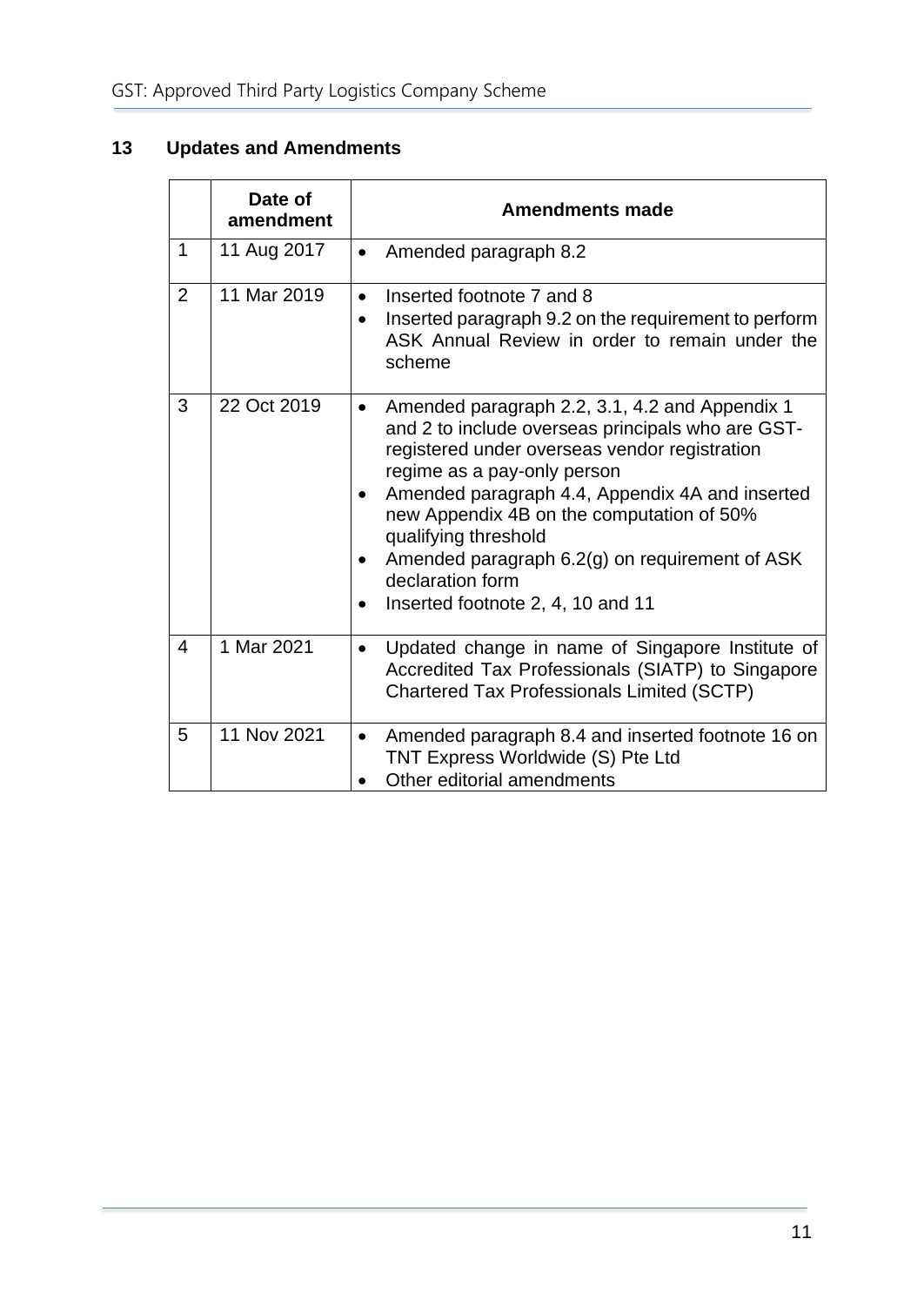## 13 Updates and Amendments

| | Date of amendment | Amendments made |
|---|---|---|
| 1 | 11 Aug 2017 | • Amended paragraph 8.2 |
| 2 | 11 Mar 2019 | • Inserted footnote 7 and 8<br>• Inserted paragraph 9.2 on the requirement to perform ASK Annual Review in order to remain under the scheme |
| 3 | 22 Oct 2019 | • Amended paragraph 2.2, 3.1, 4.2 and Appendix 1 and 2 to include overseas principals who are GST-registered under overseas vendor registration regime as a pay-only person<br>• Amended paragraph 4.4, Appendix 4A and inserted new Appendix 4B on the computation of 50% qualifying threshold<br>• Amended paragraph 6.2(g) on requirement of ASK declaration form<br>• Inserted footnote 2, 4, 10 and 11 |
| 4 | 1 Mar 2021 | • Updated change in name of Singapore Institute of Accredited Tax Professionals (SIATP) to Singapore Chartered Tax Professionals Limited (SCTP) |
| 5 | 11 Nov 2021 | • Amended paragraph 8.4 and inserted footnote 16 on TNT Express Worldwide (S) Pte Ltd<br>• Other editorial amendments |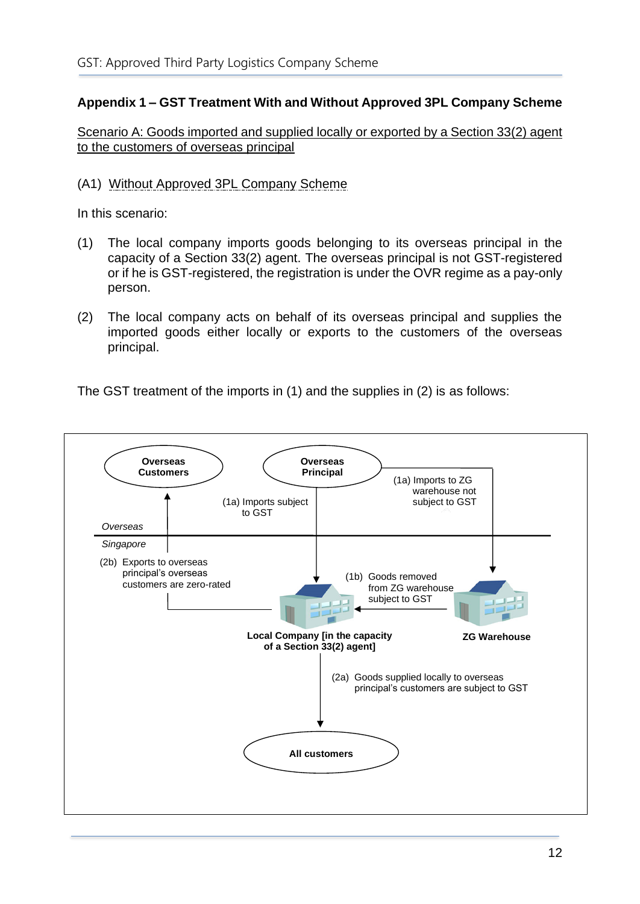## Appendix 1 – GST Treatment With and Without Approved 3PL Company Scheme

Scenario A: Goods imported and supplied locally or exported by a Section 33(2) agent to the customers of overseas principal

(A1) Without Approved 3PL Company Scheme

In this scenario:

(1) The local company imports goods belonging to its overseas principal in the capacity of a Section 33(2) agent. The overseas principal is not GST-registered or if he is GST-registered, the registration is under the OVR regime as a pay-only person.

(2) The local company acts on behalf of its overseas principal and supplies the imported goods either locally or exports to the customers of the overseas principal.

The GST treatment of the imports in (1) and the supplies in (2) is as follows:

**Overseas Customers**

**Overseas Principal**

(1a) Imports subject to GST

(1a) Imports to ZG warehouse not subject to GST

*Overseas*

*Singapore*

(2b) Exports to overseas principal's overseas customers are zero-rated

(1b) Goods removed from ZG warehouse subject to GST

**Local Company [in the capacity of a Section 33(2) agent]**

**ZG Warehouse**

(2a) Goods supplied locally to overseas principal's customers are subject to GST

**All customers**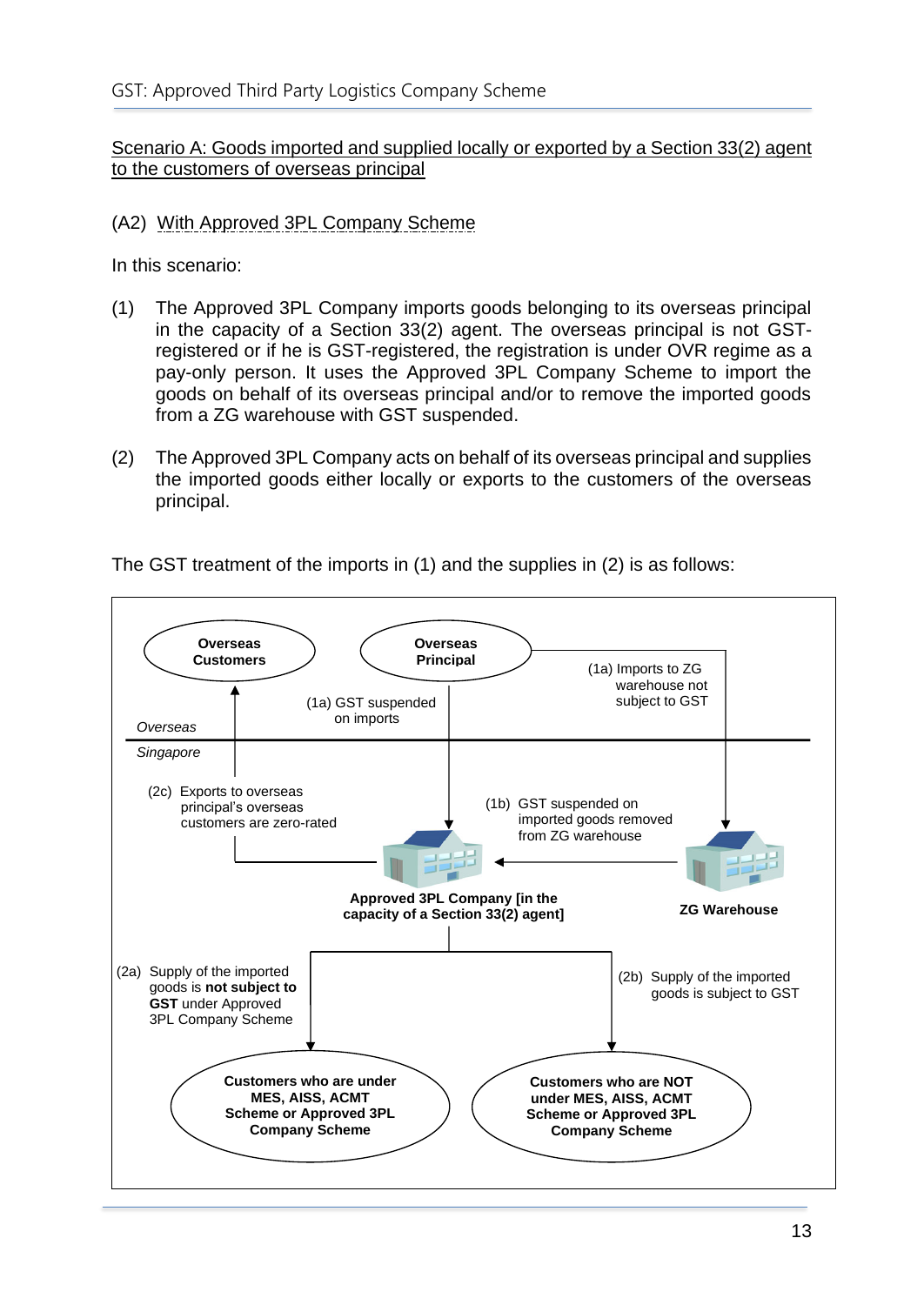Scenario A: Goods imported and supplied locally or exported by a Section 33(2) agent to the customers of overseas principal

(A2) With Approved 3PL Company Scheme

In this scenario:

(1) The Approved 3PL Company imports goods belonging to its overseas principal in the capacity of a Section 33(2) agent. The overseas principal is not GST-registered or if he is GST-registered, the registration is under OVR regime as a pay-only person. It uses the Approved 3PL Company Scheme to import the goods on behalf of its overseas principal and/or to remove the imported goods from a ZG warehouse with GST suspended.

(2) The Approved 3PL Company acts on behalf of its overseas principal and supplies the imported goods either locally or exports to the customers of the overseas principal.

The GST treatment of the imports in (1) and the supplies in (2) is as follows:

**Overseas Customers**

**Overseas Principal**

(1a) GST suspended on imports

(1a) Imports to ZG warehouse not subject to GST

*Overseas*

*Singapore*

(2c) Exports to overseas principal's overseas customers are zero-rated

(1b) GST suspended on imported goods removed from ZG warehouse

**Approved 3PL Company [in the capacity of a Section 33(2) agent]**

**ZG Warehouse**

(2a) Supply of the imported goods is **not subject to GST** under Approved 3PL Company Scheme

(2b) Supply of the imported goods is subject to GST

**Customers who are under MES, AISS, ACMT Scheme or Approved 3PL Company Scheme**

**Customers who are NOT under MES, AISS, ACMT Scheme or Approved 3PL Company Scheme**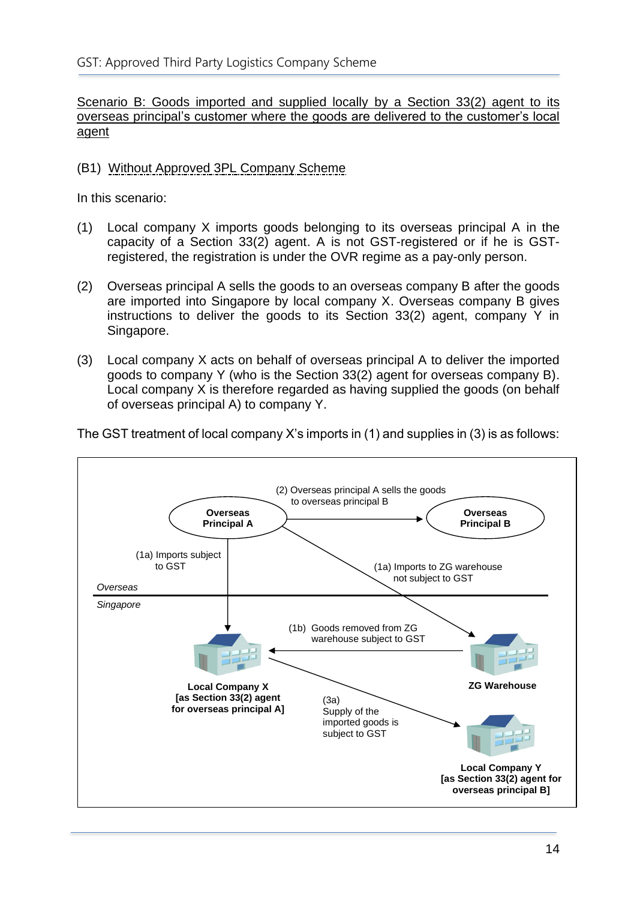Scenario B: Goods imported and supplied locally by a Section 33(2) agent to its overseas principal's customer where the goods are delivered to the customer's local agent

(B1) Without Approved 3PL Company Scheme

In this scenario:

(1) Local company X imports goods belonging to its overseas principal A in the capacity of a Section 33(2) agent. A is not GST-registered or if he is GST-registered, the registration is under the OVR regime as a pay-only person.

(2) Overseas principal A sells the goods to an overseas company B after the goods are imported into Singapore by local company X. Overseas company B gives instructions to deliver the goods to its Section 33(2) agent, company Y in Singapore.

(3) Local company X acts on behalf of overseas principal A to deliver the imported goods to company Y (who is the Section 33(2) agent for overseas company B). Local company X is therefore regarded as having supplied the goods (on behalf of overseas principal A) to company Y.

The GST treatment of local company X's imports in (1) and supplies in (3) is as follows:

- Overseas Principal A
- Overseas Principal B
- (2) Overseas principal A sells the goods to overseas principal B
- (1a) Imports subject to GST
- (1a) Imports to ZG warehouse not subject to GST
- *Overseas*
- *Singapore*
- (1b) Goods removed from ZG warehouse subject to GST
- **Local Company X [as Section 33(2) agent for overseas principal A]**
- **ZG Warehouse**
- (3a) Supply of the imported goods is subject to GST
- **Local Company Y [as Section 33(2) agent for overseas principal B]**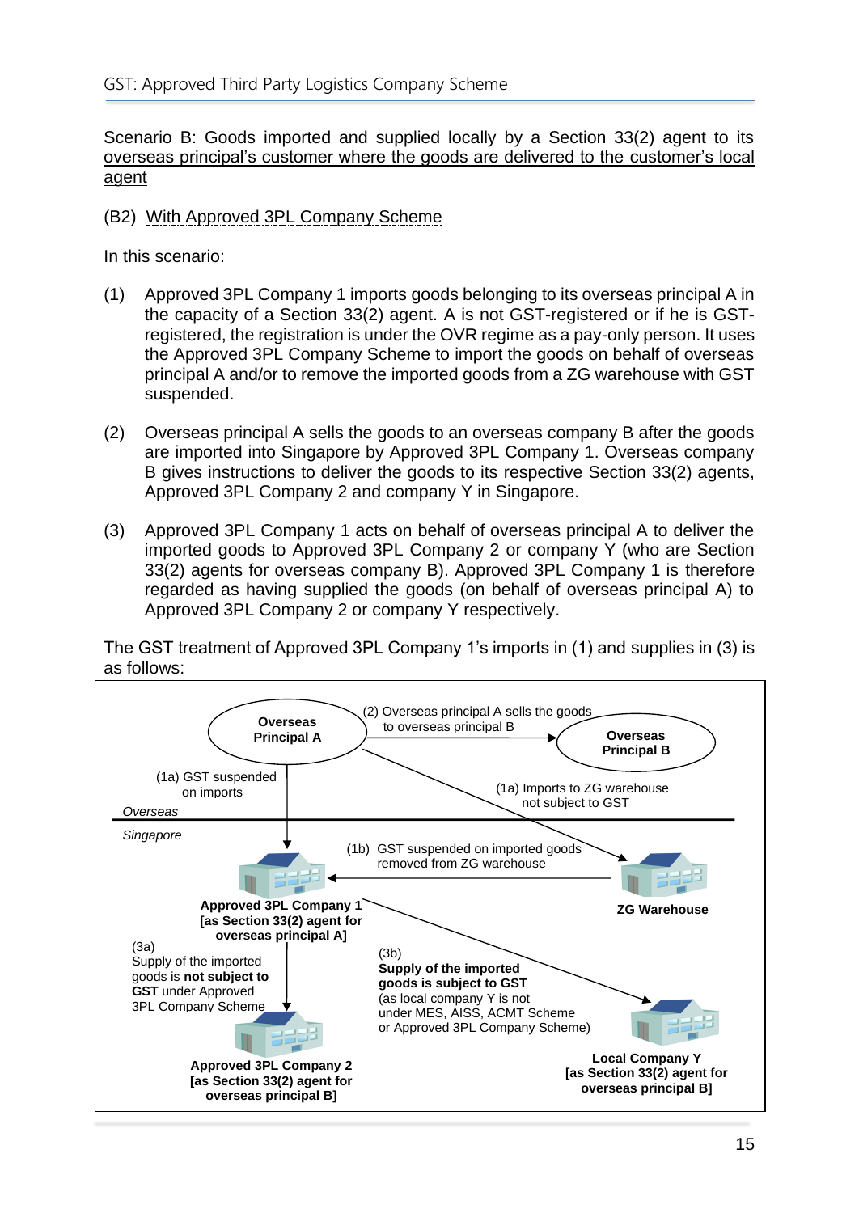Scenario B: Goods imported and supplied locally by a Section 33(2) agent to its overseas principal's customer where the goods are delivered to the customer's local agent

(B2) With Approved 3PL Company Scheme

In this scenario:

(1) Approved 3PL Company 1 imports goods belonging to its overseas principal A in the capacity of a Section 33(2) agent. A is not GST-registered or if he is GST-registered, the registration is under the OVR regime as a pay-only person. It uses the Approved 3PL Company Scheme to import the goods on behalf of overseas principal A and/or to remove the imported goods from a ZG warehouse with GST suspended.

(2) Overseas principal A sells the goods to an overseas company B after the goods are imported into Singapore by Approved 3PL Company 1. Overseas company B gives instructions to deliver the goods to its respective Section 33(2) agents, Approved 3PL Company 2 and company Y in Singapore.

(3) Approved 3PL Company 1 acts on behalf of overseas principal A to deliver the imported goods to Approved 3PL Company 2 or company Y (who are Section 33(2) agents for overseas company B). Approved 3PL Company 1 is therefore regarded as having supplied the goods (on behalf of overseas principal A) to Approved 3PL Company 2 or company Y respectively.

The GST treatment of Approved 3PL Company 1's imports in (1) and supplies in (3) is as follows:

**Overseas Principal A**

(2) Overseas principal A sells the goods to overseas principal B

**Overseas Principal B**

(1a) GST suspended on imports

(1a) Imports to ZG warehouse not subject to GST

*Overseas*

*Singapore*

(1b) GST suspended on imported goods removed from ZG warehouse

**Approved 3PL Company 1 [as Section 33(2) agent for overseas principal A]**

**ZG Warehouse**

(3a) Supply of the imported goods is **not subject to GST** under Approved 3PL Company Scheme

(3b) **Supply of the imported goods is subject to GST** (as local company Y is not under MES, AISS, ACMT Scheme or Approved 3PL Company Scheme)

**Approved 3PL Company 2 [as Section 33(2) agent for overseas principal B]**

**Local Company Y [as Section 33(2) agent for overseas principal B]**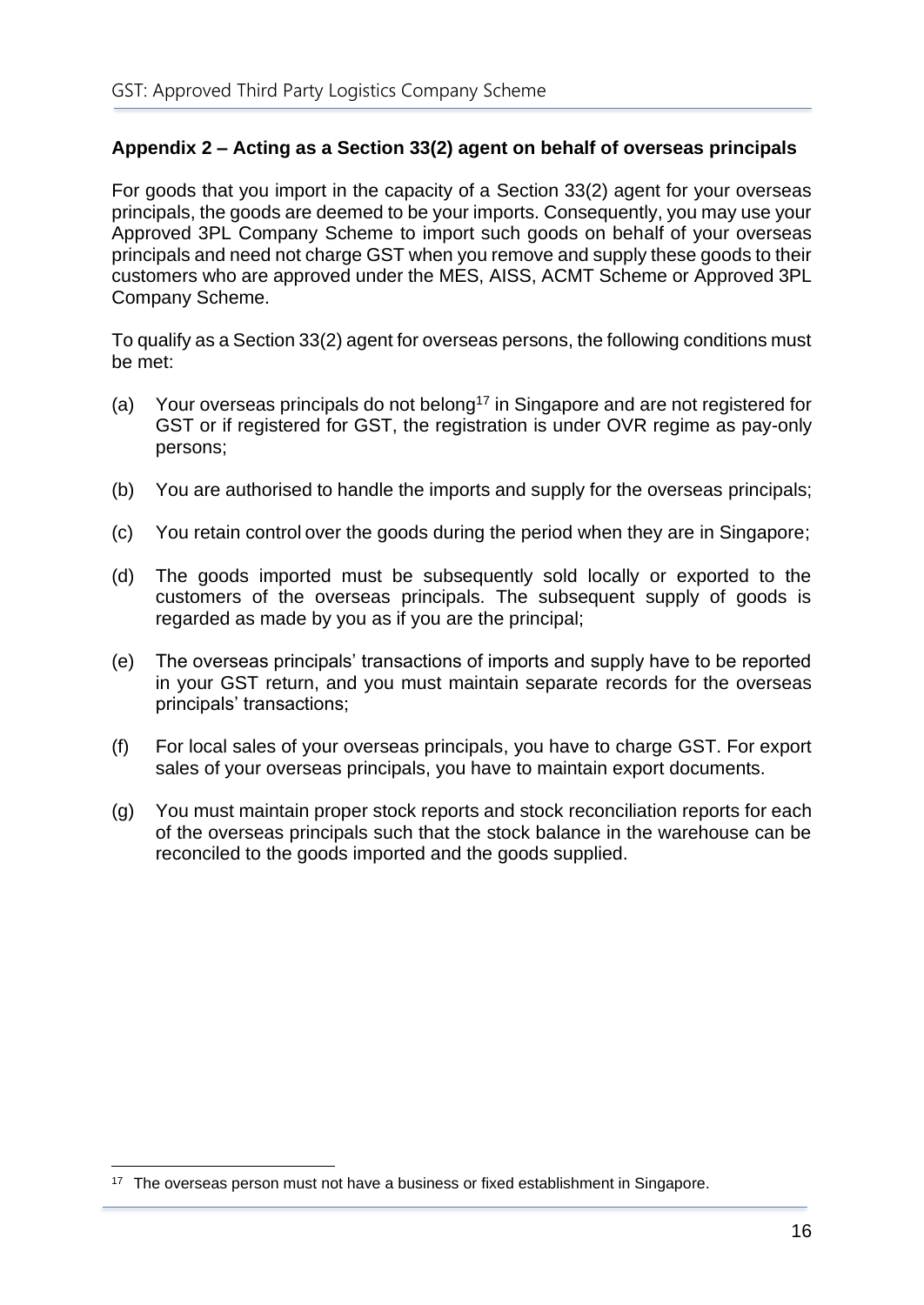## Appendix 2 – Acting as a Section 33(2) agent on behalf of overseas principals

For goods that you import in the capacity of a Section 33(2) agent for your overseas principals, the goods are deemed to be your imports. Consequently, you may use your Approved 3PL Company Scheme to import such goods on behalf of your overseas principals and need not charge GST when you remove and supply these goods to their customers who are approved under the MES, AISS, ACMT Scheme or Approved 3PL Company Scheme.

To qualify as a Section 33(2) agent for overseas persons, the following conditions must be met:

(a) Your overseas principals do not belong[17] in Singapore and are not registered for GST or if registered for GST, the registration is under OVR regime as pay-only persons;

(b) You are authorised to handle the imports and supply for the overseas principals;

(c) You retain control over the goods during the period when they are in Singapore;

(d) The goods imported must be subsequently sold locally or exported to the customers of the overseas principals. The subsequent supply of goods is regarded as made by you as if you are the principal;

(e) The overseas principals' transactions of imports and supply have to be reported in your GST return, and you must maintain separate records for the overseas principals' transactions;

(f) For local sales of your overseas principals, you have to charge GST. For export sales of your overseas principals, you have to maintain export documents.

(g) You must maintain proper stock reports and stock reconciliation reports for each of the overseas principals such that the stock balance in the warehouse can be reconciled to the goods imported and the goods supplied.

---

[17] The overseas person must not have a business or fixed establishment in Singapore.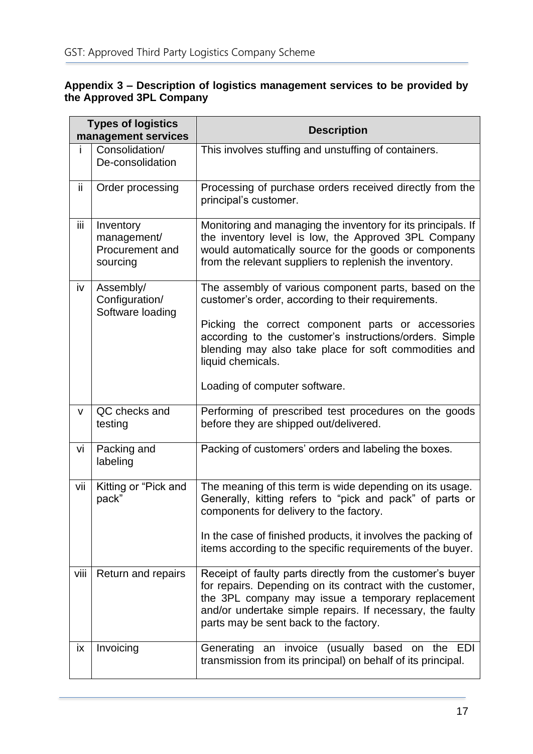**Appendix 3 – Description of logistics management services to be provided by the Approved 3PL Company**

| Types of logistics management services | | Description |
|---|---|---|
| i | Consolidation/ De-consolidation | This involves stuffing and unstuffing of containers. |
| ii | Order processing | Processing of purchase orders received directly from the principal's customer. |
| iii | Inventory management/ Procurement and sourcing | Monitoring and managing the inventory for its principals. If the inventory level is low, the Approved 3PL Company would automatically source for the goods or components from the relevant suppliers to replenish the inventory. |
| iv | Assembly/ Configuration/ Software loading | The assembly of various component parts, based on the customer's order, according to their requirements.<br><br>Picking the correct component parts or accessories according to the customer's instructions/orders. Simple blending may also take place for soft commodities and liquid chemicals.<br><br>Loading of computer software. |
| v | QC checks and testing | Performing of prescribed test procedures on the goods before they are shipped out/delivered. |
| vi | Packing and labeling | Packing of customers' orders and labeling the boxes. |
| vii | Kitting or "Pick and pack" | The meaning of this term is wide depending on its usage. Generally, kitting refers to "pick and pack" of parts or components for delivery to the factory.<br><br>In the case of finished products, it involves the packing of items according to the specific requirements of the buyer. |
| viii | Return and repairs | Receipt of faulty parts directly from the customer's buyer for repairs. Depending on its contract with the customer, the 3PL company may issue a temporary replacement and/or undertake simple repairs. If necessary, the faulty parts may be sent back to the factory. |
| ix | Invoicing | Generating an invoice (usually based on the EDI transmission from its principal) on behalf of its principal. |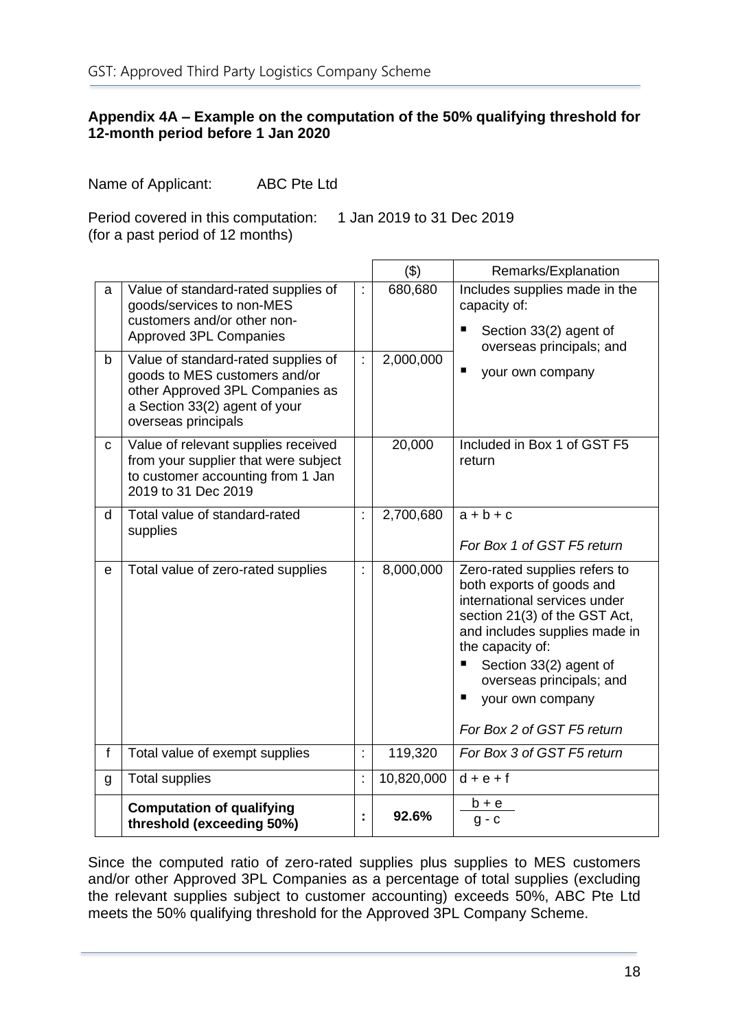### Appendix 4A – Example on the computation of the 50% qualifying threshold for 12-month period before 1 Jan 2020

Name of Applicant: ABC Pte Ltd

Period covered in this computation: 1 Jan 2019 to 31 Dec 2019
(for a past period of 12 months)

| | | | ($) | Remarks/Explanation |
|---|---|---|---|---|
| a | Value of standard-rated supplies of goods/services to non-MES customers and/or other non-Approved 3PL Companies | : | 680,680 | Includes supplies made in the capacity of:<br>▪ Section 33(2) agent of overseas principals; and<br>▪ your own company |
| b | Value of standard-rated supplies of goods to MES customers and/or other Approved 3PL Companies as a Section 33(2) agent of your overseas principals | : | 2,000,000 | |
| c | Value of relevant supplies received from your supplier that were subject to customer accounting from 1 Jan 2019 to 31 Dec 2019 | | 20,000 | Included in Box 1 of GST F5 return |
| d | Total value of standard-rated supplies | : | 2,700,680 | a + b + c<br>*For Box 1 of GST F5 return* |
| e | Total value of zero-rated supplies | : | 8,000,000 | Zero-rated supplies refers to both exports of goods and international services under section 21(3) of the GST Act, and includes supplies made in the capacity of:<br>▪ Section 33(2) agent of overseas principals; and<br>▪ your own company<br>*For Box 2 of GST F5 return* |
| f | Total value of exempt supplies | : | 119,320 | *For Box 3 of GST F5 return* |
| g | Total supplies | : | 10,820,000 | d + e + f |
| | **Computation of qualifying threshold (exceeding 50%)** | **:** | **92.6%** | $\frac{b + e}{g - c}$ |

Since the computed ratio of zero-rated supplies plus supplies to MES customers and/or other Approved 3PL Companies as a percentage of total supplies (excluding the relevant supplies subject to customer accounting) exceeds 50%, ABC Pte Ltd meets the 50% qualifying threshold for the Approved 3PL Company Scheme.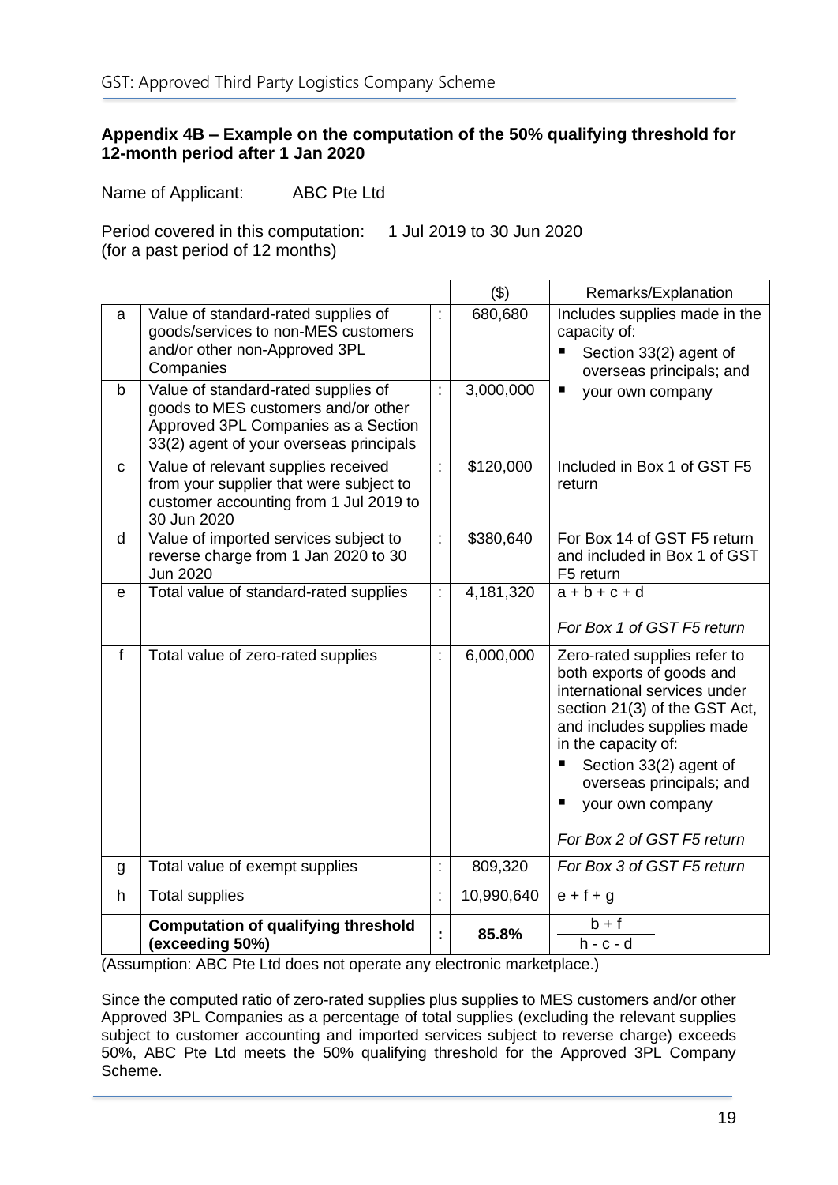### Appendix 4B – Example on the computation of the 50% qualifying threshold for 12-month period after 1 Jan 2020

Name of Applicant: ABC Pte Ltd

Period covered in this computation: 1 Jul 2019 to 30 Jun 2020
(for a past period of 12 months)

| | | | ($) | Remarks/Explanation |
|---|---|---|---|---|
| a | Value of standard-rated supplies of goods/services to non-MES customers and/or other non-Approved 3PL Companies | : | 680,680 | Includes supplies made in the capacity of:<br>▪ Section 33(2) agent of overseas principals; and<br>▪ your own company |
| b | Value of standard-rated supplies of goods to MES customers and/or other Approved 3PL Companies as a Section 33(2) agent of your overseas principals | : | 3,000,000 | |
| c | Value of relevant supplies received from your supplier that were subject to customer accounting from 1 Jul 2019 to 30 Jun 2020 | : | $120,000 | Included in Box 1 of GST F5 return |
| d | Value of imported services subject to reverse charge from 1 Jan 2020 to 30 Jun 2020 | : | $380,640 | For Box 14 of GST F5 return and included in Box 1 of GST F5 return |
| e | Total value of standard-rated supplies | : | 4,181,320 | a + b + c + d<br><br>*For Box 1 of GST F5 return* |
| f | Total value of zero-rated supplies | : | 6,000,000 | Zero-rated supplies refer to both exports of goods and international services under section 21(3) of the GST Act, and includes supplies made in the capacity of:<br>▪ Section 33(2) agent of overseas principals; and<br>▪ your own company<br><br>*For Box 2 of GST F5 return* |
| g | Total value of exempt supplies | : | 809,320 | *For Box 3 of GST F5 return* |
| h | Total supplies | : | 10,990,640 | e + f + g |
| | **Computation of qualifying threshold (exceeding 50%)** | **:** | **85.8%** | $\frac{b + f}{h - c - d}$ |

(Assumption: ABC Pte Ltd does not operate any electronic marketplace.)

Since the computed ratio of zero-rated supplies plus supplies to MES customers and/or other Approved 3PL Companies as a percentage of total supplies (excluding the relevant supplies subject to customer accounting and imported services subject to reverse charge) exceeds 50%, ABC Pte Ltd meets the 50% qualifying threshold for the Approved 3PL Company Scheme.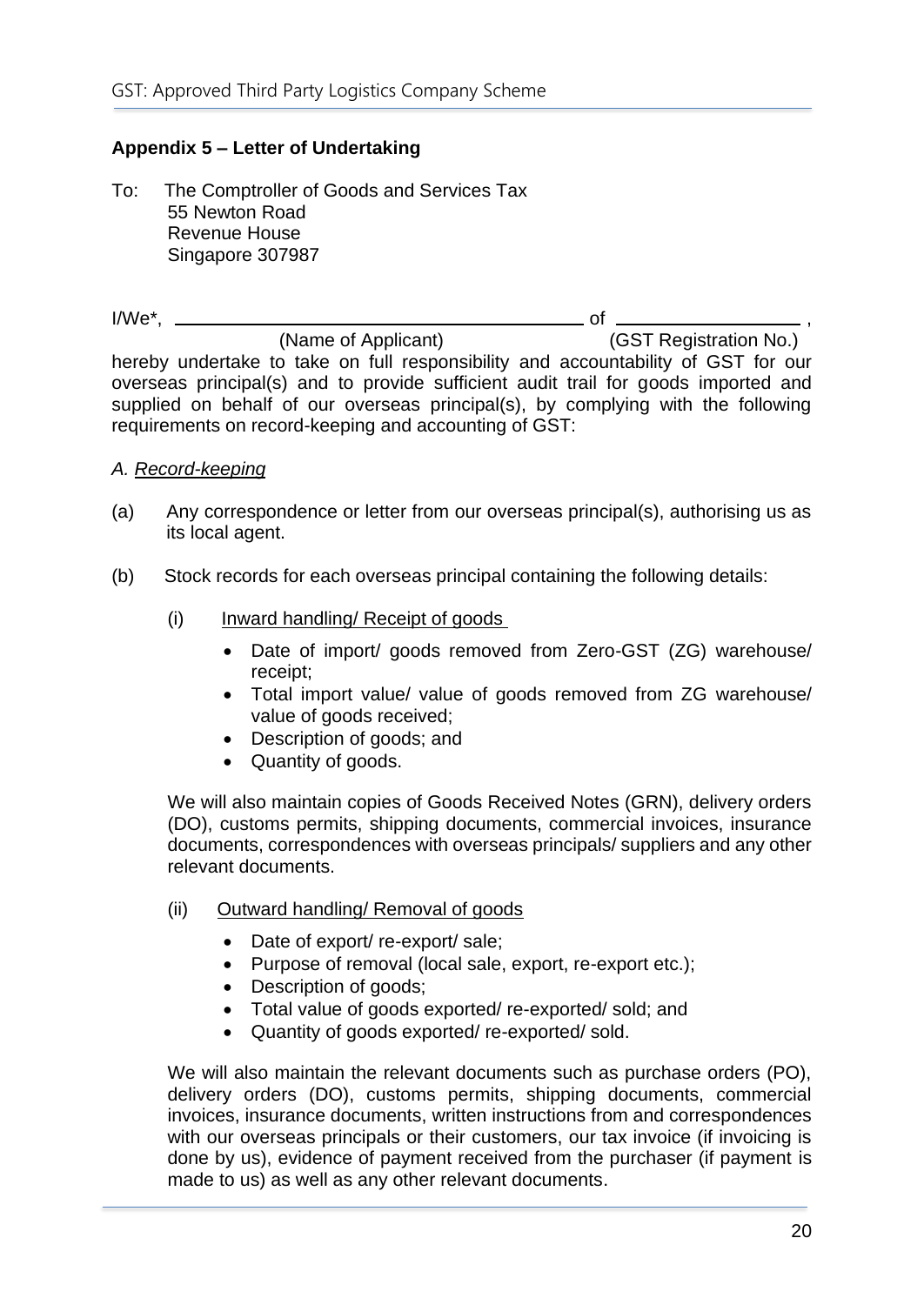## Appendix 5 – Letter of Undertaking

To: The Comptroller of Goods and Services Tax
55 Newton Road
Revenue House
Singapore 307987

I/We*, ________________________________________ of __________________ ,
(Name of Applicant) (GST Registration No.)

hereby undertake to take on full responsibility and accountability of GST for our overseas principal(s) and to provide sufficient audit trail for goods imported and supplied on behalf of our overseas principal(s), by complying with the following requirements on record-keeping and accounting of GST:

*A. Record-keeping*

(a) Any correspondence or letter from our overseas principal(s), authorising us as its local agent.

(b) Stock records for each overseas principal containing the following details:

(i) Inward handling/ Receipt of goods

- Date of import/ goods removed from Zero-GST (ZG) warehouse/ receipt;
- Total import value/ value of goods removed from ZG warehouse/ value of goods received;
- Description of goods; and
- Quantity of goods.

We will also maintain copies of Goods Received Notes (GRN), delivery orders (DO), customs permits, shipping documents, commercial invoices, insurance documents, correspondences with overseas principals/ suppliers and any other relevant documents.

(ii) Outward handling/ Removal of goods

- Date of export/ re-export/ sale;
- Purpose of removal (local sale, export, re-export etc.);
- Description of goods;
- Total value of goods exported/ re-exported/ sold; and
- Quantity of goods exported/ re-exported/ sold.

We will also maintain the relevant documents such as purchase orders (PO), delivery orders (DO), customs permits, shipping documents, commercial invoices, insurance documents, written instructions from and correspondences with our overseas principals or their customers, our tax invoice (if invoicing is done by us), evidence of payment received from the purchaser (if payment is made to us) as well as any other relevant documents.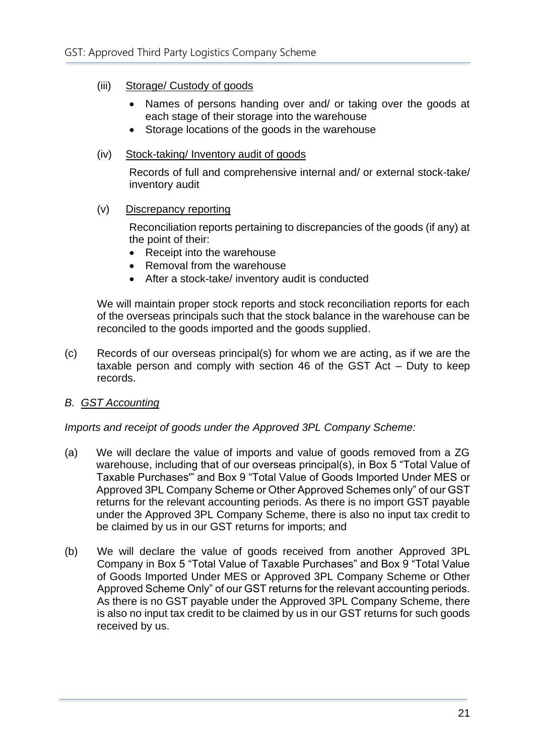(iii) Storage/ Custody of goods

- Names of persons handing over and/ or taking over the goods at each stage of their storage into the warehouse
- Storage locations of the goods in the warehouse

(iv) Stock-taking/ Inventory audit of goods

Records of full and comprehensive internal and/ or external stock-take/ inventory audit

(v) Discrepancy reporting

Reconciliation reports pertaining to discrepancies of the goods (if any) at the point of their:

- Receipt into the warehouse
- Removal from the warehouse
- After a stock-take/ inventory audit is conducted

We will maintain proper stock reports and stock reconciliation reports for each of the overseas principals such that the stock balance in the warehouse can be reconciled to the goods imported and the goods supplied.

(c) Records of our overseas principal(s) for whom we are acting, as if we are the taxable person and comply with section 46 of the GST Act – Duty to keep records.

*B. GST Accounting*

*Imports and receipt of goods under the Approved 3PL Company Scheme:*

(a) We will declare the value of imports and value of goods removed from a ZG warehouse, including that of our overseas principal(s), in Box 5 "Total Value of Taxable Purchases'" and Box 9 "Total Value of Goods Imported Under MES or Approved 3PL Company Scheme or Other Approved Schemes only" of our GST returns for the relevant accounting periods. As there is no import GST payable under the Approved 3PL Company Scheme, there is also no input tax credit to be claimed by us in our GST returns for imports; and

(b) We will declare the value of goods received from another Approved 3PL Company in Box 5 "Total Value of Taxable Purchases" and Box 9 "Total Value of Goods Imported Under MES or Approved 3PL Company Scheme or Other Approved Scheme Only" of our GST returns for the relevant accounting periods. As there is no GST payable under the Approved 3PL Company Scheme, there is also no input tax credit to be claimed by us in our GST returns for such goods received by us.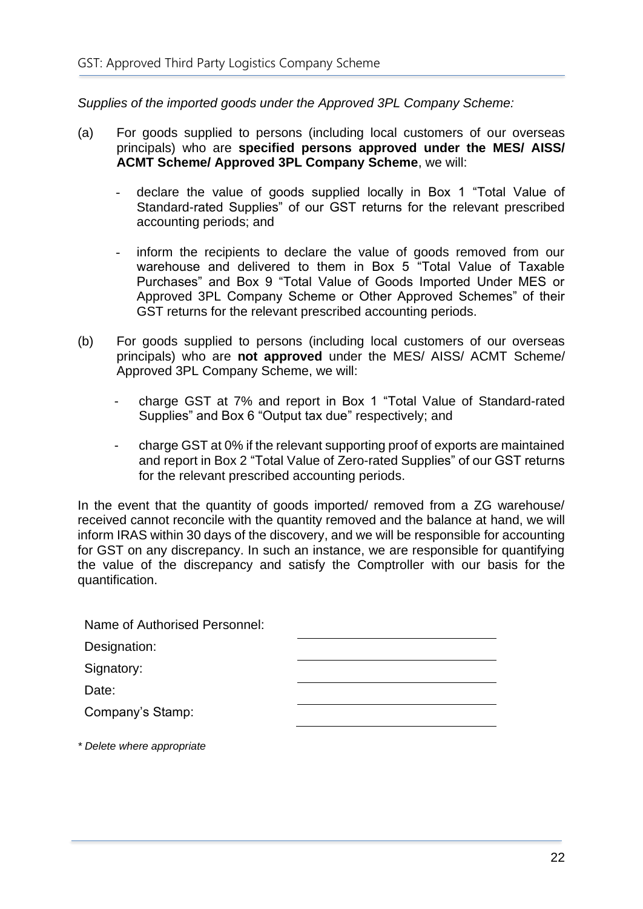*Supplies of the imported goods under the Approved 3PL Company Scheme:*

(a) For goods supplied to persons (including local customers of our overseas principals) who are **specified persons approved under the MES/ AISS/ ACMT Scheme/ Approved 3PL Company Scheme**, we will:

- declare the value of goods supplied locally in Box 1 “Total Value of Standard-rated Supplies” of our GST returns for the relevant prescribed accounting periods; and
- inform the recipients to declare the value of goods removed from our warehouse and delivered to them in Box 5 “Total Value of Taxable Purchases” and Box 9 “Total Value of Goods Imported Under MES or Approved 3PL Company Scheme or Other Approved Schemes” of their GST returns for the relevant prescribed accounting periods.

(b) For goods supplied to persons (including local customers of our overseas principals) who are **not approved** under the MES/ AISS/ ACMT Scheme/ Approved 3PL Company Scheme, we will:

- charge GST at 7% and report in Box 1 “Total Value of Standard-rated Supplies” and Box 6 “Output tax due” respectively; and
- charge GST at 0% if the relevant supporting proof of exports are maintained and report in Box 2 “Total Value of Zero-rated Supplies” of our GST returns for the relevant prescribed accounting periods.

In the event that the quantity of goods imported/ removed from a ZG warehouse/ received cannot reconcile with the quantity removed and the balance at hand, we will inform IRAS within 30 days of the discovery, and we will be responsible for accounting for GST on any discrepancy. In such an instance, we are responsible for quantifying the value of the discrepancy and satisfy the Comptroller with our basis for the quantification.

Name of Authorised Personnel: ______________________

Designation: ______________________

Signatory: ______________________

Date: ______________________

Company’s Stamp: ______________________

*\* Delete where appropriate*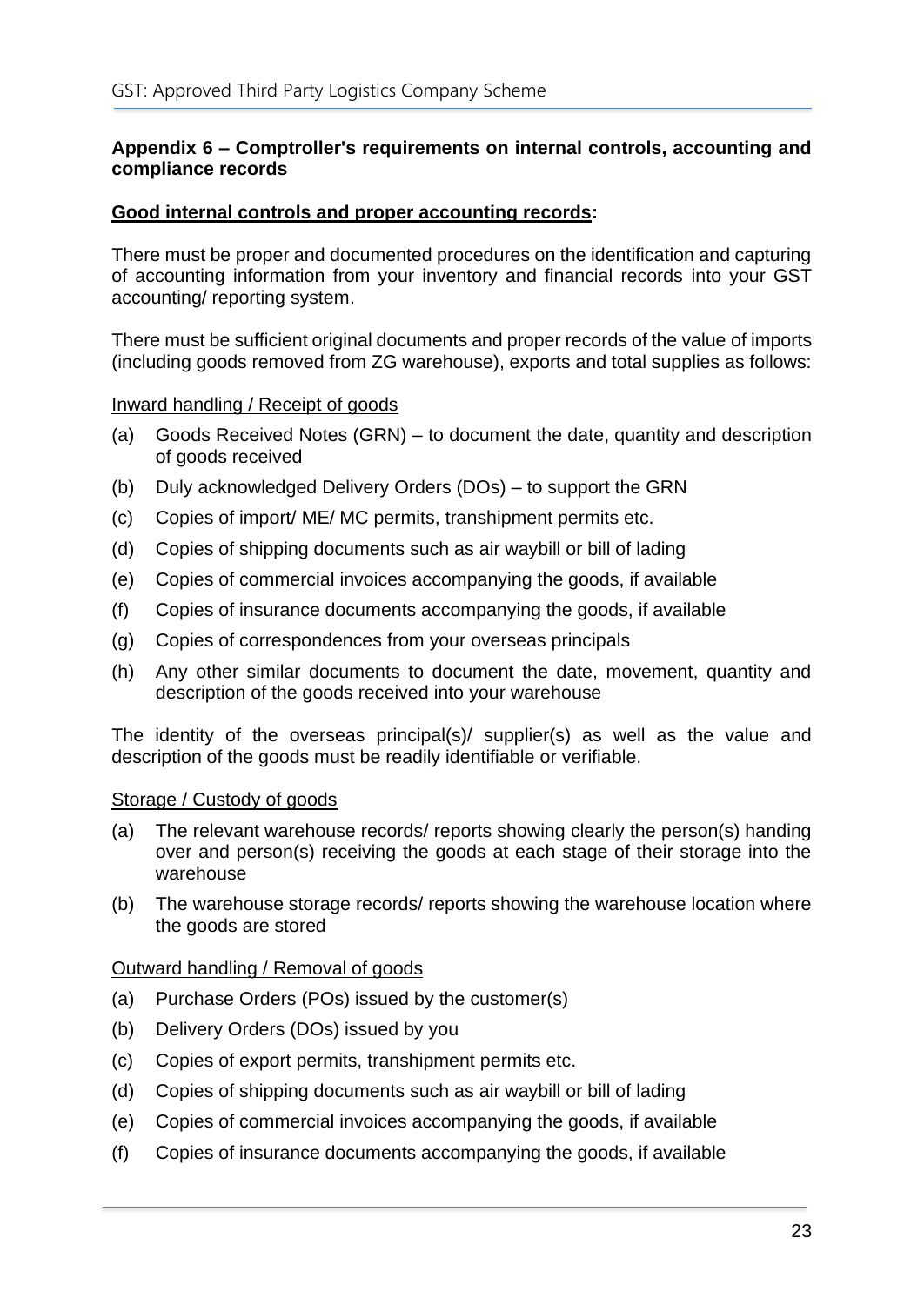## Appendix 6 – Comptroller's requirements on internal controls, accounting and compliance records

**<u>Good internal controls and proper accounting records</u>:**

There must be proper and documented procedures on the identification and capturing of accounting information from your inventory and financial records into your GST accounting/ reporting system.

There must be sufficient original documents and proper records of the value of imports (including goods removed from ZG warehouse), exports and total supplies as follows:

<u>Inward handling / Receipt of goods</u>

(a) Goods Received Notes (GRN) – to document the date, quantity and description of goods received

(b) Duly acknowledged Delivery Orders (DOs) – to support the GRN

(c) Copies of import/ ME/ MC permits, transhipment permits etc.

(d) Copies of shipping documents such as air waybill or bill of lading

(e) Copies of commercial invoices accompanying the goods, if available

(f) Copies of insurance documents accompanying the goods, if available

(g) Copies of correspondences from your overseas principals

(h) Any other similar documents to document the date, movement, quantity and description of the goods received into your warehouse

The identity of the overseas principal(s)/ supplier(s) as well as the value and description of the goods must be readily identifiable or verifiable.

<u>Storage / Custody of goods</u>

(a) The relevant warehouse records/ reports showing clearly the person(s) handing over and person(s) receiving the goods at each stage of their storage into the warehouse

(b) The warehouse storage records/ reports showing the warehouse location where the goods are stored

<u>Outward handling / Removal of goods</u>

(a) Purchase Orders (POs) issued by the customer(s)

(b) Delivery Orders (DOs) issued by you

(c) Copies of export permits, transhipment permits etc.

(d) Copies of shipping documents such as air waybill or bill of lading

(e) Copies of commercial invoices accompanying the goods, if available

(f) Copies of insurance documents accompanying the goods, if available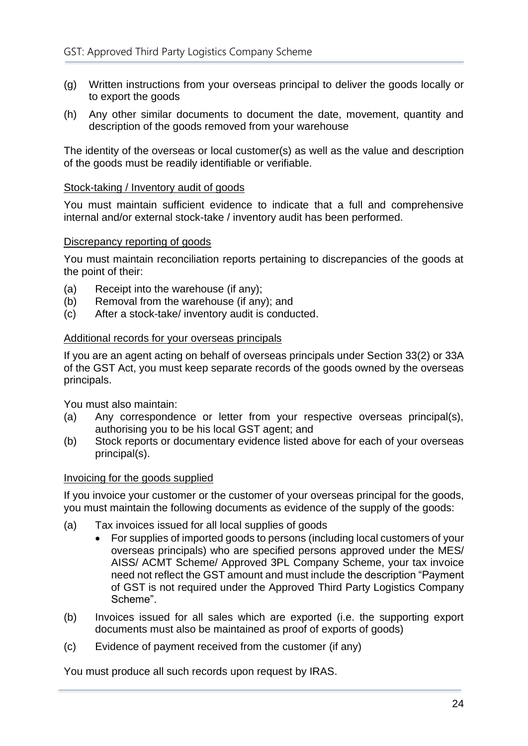(g) Written instructions from your overseas principal to deliver the goods locally or to export the goods

(h) Any other similar documents to document the date, movement, quantity and description of the goods removed from your warehouse

The identity of the overseas or local customer(s) as well as the value and description of the goods must be readily identifiable or verifiable.

<u>Stock-taking / Inventory audit of goods</u>

You must maintain sufficient evidence to indicate that a full and comprehensive internal and/or external stock-take / inventory audit has been performed.

<u>Discrepancy reporting of goods</u>

You must maintain reconciliation reports pertaining to discrepancies of the goods at the point of their:

(a) Receipt into the warehouse (if any);
(b) Removal from the warehouse (if any); and
(c) After a stock-take/ inventory audit is conducted.

<u>Additional records for your overseas principals</u>

If you are an agent acting on behalf of overseas principals under Section 33(2) or 33A of the GST Act, you must keep separate records of the goods owned by the overseas principals.

You must also maintain:

(a) Any correspondence or letter from your respective overseas principal(s), authorising you to be his local GST agent; and
(b) Stock reports or documentary evidence listed above for each of your overseas principal(s).

<u>Invoicing for the goods supplied</u>

If you invoice your customer or the customer of your overseas principal for the goods, you must maintain the following documents as evidence of the supply of the goods:

(a) Tax invoices issued for all local supplies of goods
    - For supplies of imported goods to persons (including local customers of your overseas principals) who are specified persons approved under the MES/ AISS/ ACMT Scheme/ Approved 3PL Company Scheme, your tax invoice need not reflect the GST amount and must include the description "Payment of GST is not required under the Approved Third Party Logistics Company Scheme".

(b) Invoices issued for all sales which are exported (i.e. the supporting export documents must also be maintained as proof of exports of goods)

(c) Evidence of payment received from the customer (if any)

You must produce all such records upon request by IRAS.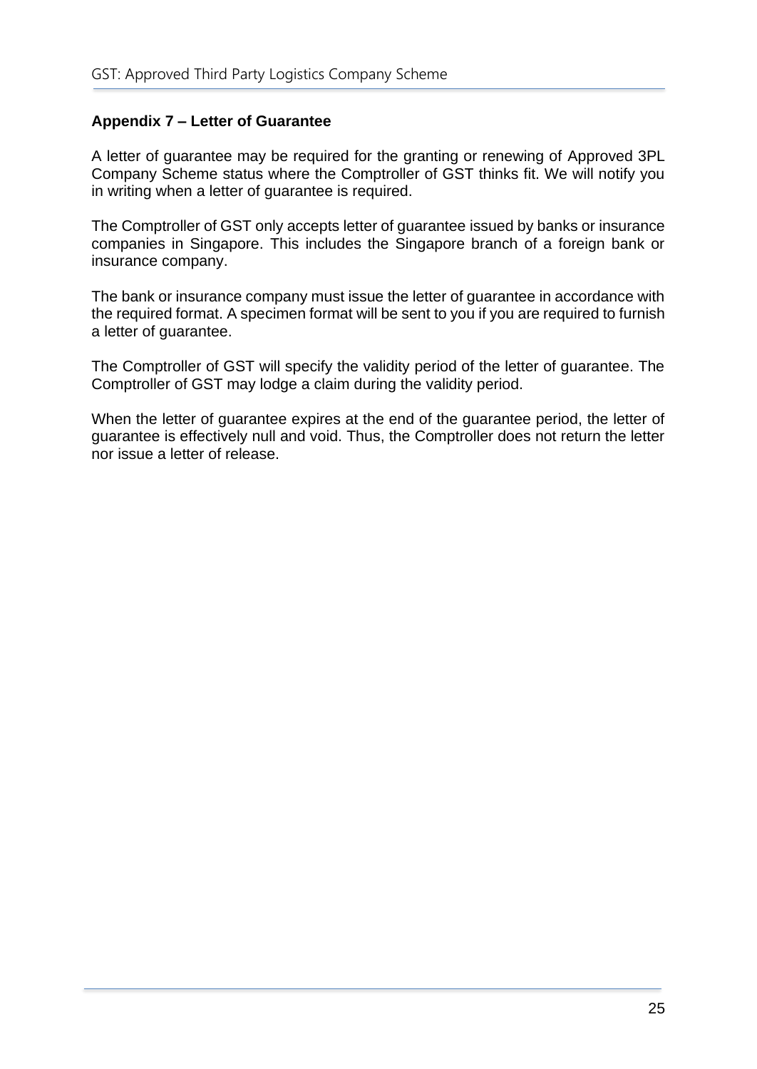**Appendix 7 – Letter of Guarantee**

A letter of guarantee may be required for the granting or renewing of Approved 3PL Company Scheme status where the Comptroller of GST thinks fit. We will notify you in writing when a letter of guarantee is required.

The Comptroller of GST only accepts letter of guarantee issued by banks or insurance companies in Singapore. This includes the Singapore branch of a foreign bank or insurance company.

The bank or insurance company must issue the letter of guarantee in accordance with the required format. A specimen format will be sent to you if you are required to furnish a letter of guarantee.

The Comptroller of GST will specify the validity period of the letter of guarantee. The Comptroller of GST may lodge a claim during the validity period.

When the letter of guarantee expires at the end of the guarantee period, the letter of guarantee is effectively null and void. Thus, the Comptroller does not return the letter nor issue a letter of release.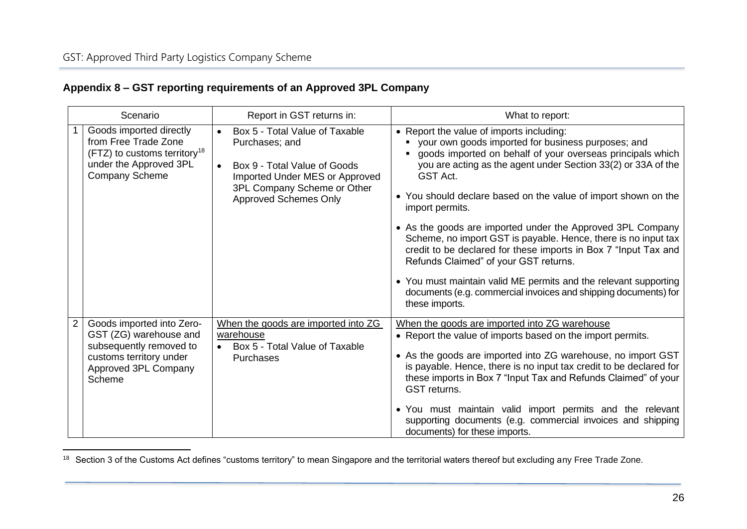### Appendix 8 – GST reporting requirements of an Approved 3PL Company

| | Scenario | Report in GST returns in: | What to report: |
|---|---|---|---|
| 1 | Goods imported directly from Free Trade Zone (FTZ) to customs territory[18] under the Approved 3PL Company Scheme | • Box 5 - Total Value of Taxable Purchases; and<br>• Box 9 - Total Value of Goods Imported Under MES or Approved 3PL Company Scheme or Other Approved Schemes Only | • Report the value of imports including:<br>&nbsp;&nbsp;▪ your own goods imported for business purposes; and<br>&nbsp;&nbsp;▪ goods imported on behalf of your overseas principals which you are acting as the agent under Section 33(2) or 33A of the GST Act.<br>• You should declare based on the value of import shown on the import permits.<br>• As the goods are imported under the Approved 3PL Company Scheme, no import GST is payable. Hence, there is no input tax credit to be declared for these imports in Box 7 "Input Tax and Refunds Claimed" of your GST returns.<br>• You must maintain valid ME permits and the relevant supporting documents (e.g. commercial invoices and shipping documents) for these imports. |
| 2 | Goods imported into Zero-GST (ZG) warehouse and subsequently removed to customs territory under Approved 3PL Company Scheme | <u>When the goods are imported into ZG warehouse</u><br>• Box 5 - Total Value of Taxable Purchases | <u>When the goods are imported into ZG warehouse</u><br>• Report the value of imports based on the import permits.<br>• As the goods are imported into ZG warehouse, no import GST is payable. Hence, there is no input tax credit to be declared for these imports in Box 7 "Input Tax and Refunds Claimed" of your GST returns.<br>• You must maintain valid import permits and the relevant supporting documents (e.g. commercial invoices and shipping documents) for these imports. |

[18] Section 3 of the Customs Act defines "customs territory" to mean Singapore and the territorial waters thereof but excluding any Free Trade Zone.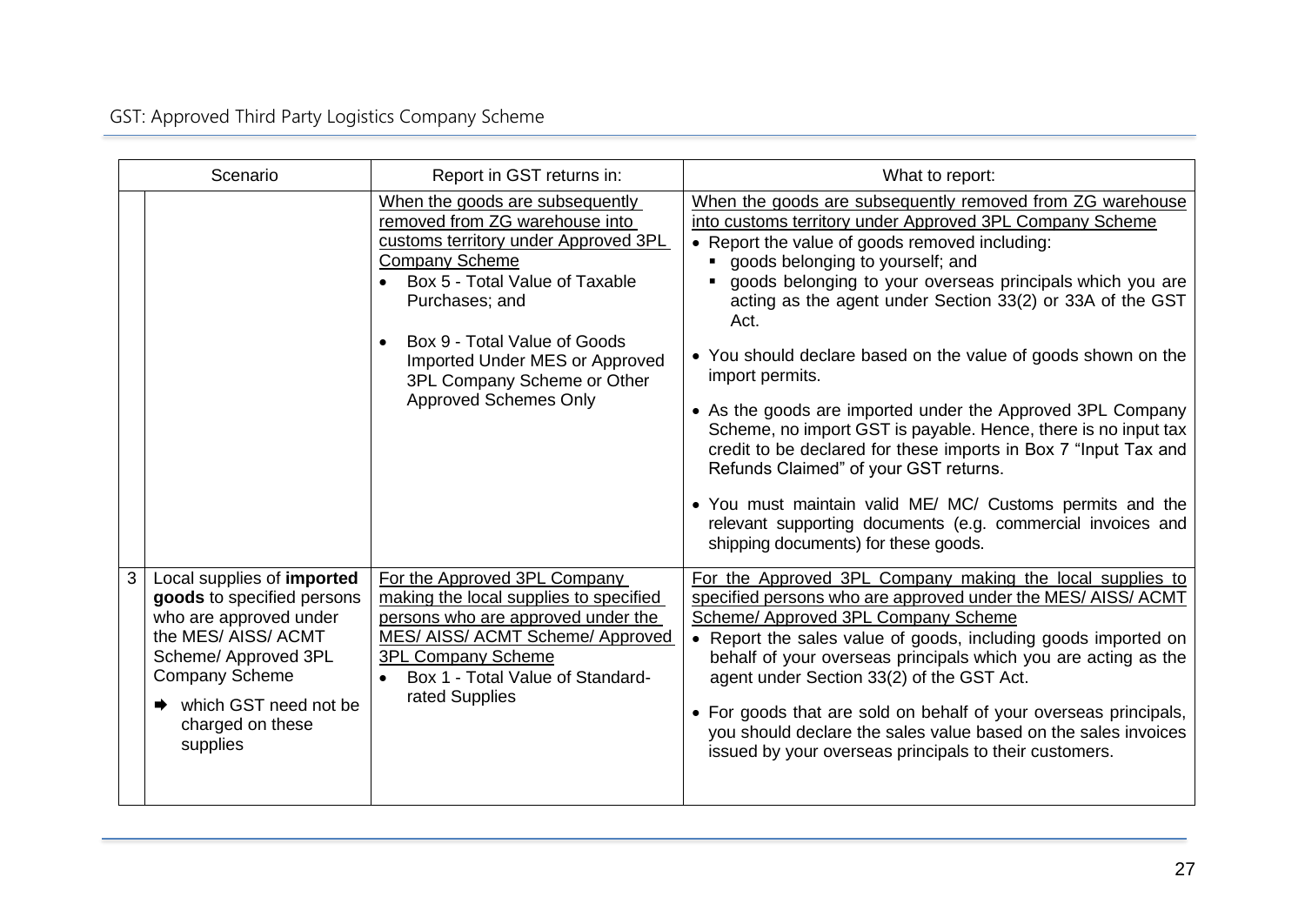| | Scenario | Report in GST returns in: | What to report: |
|---|---|---|---|
| | | When the goods are subsequently removed from ZG warehouse into customs territory under Approved 3PL Company Scheme<br>• Box 5 - Total Value of Taxable Purchases; and<br>• Box 9 - Total Value of Goods Imported Under MES or Approved 3PL Company Scheme or Other Approved Schemes Only | When the goods are subsequently removed from ZG warehouse into customs territory under Approved 3PL Company Scheme<br>• Report the value of goods removed including:<br>▪ goods belonging to yourself; and<br>▪ goods belonging to your overseas principals which you are acting as the agent under Section 33(2) or 33A of the GST Act.<br>• You should declare based on the value of goods shown on the import permits.<br>• As the goods are imported under the Approved 3PL Company Scheme, no import GST is payable. Hence, there is no input tax credit to be declared for these imports in Box 7 "Input Tax and Refunds Claimed" of your GST returns.<br>• You must maintain valid ME/ MC/ Customs permits and the relevant supporting documents (e.g. commercial invoices and shipping documents) for these goods. |
| 3 | Local supplies of **imported goods** to specified persons who are approved under the MES/ AISS/ ACMT Scheme/ Approved 3PL Company Scheme<br>➡ which GST need not be charged on these supplies | For the Approved 3PL Company making the local supplies to specified persons who are approved under the MES/ AISS/ ACMT Scheme/ Approved 3PL Company Scheme<br>• Box 1 - Total Value of Standard-rated Supplies | For the Approved 3PL Company making the local supplies to specified persons who are approved under the MES/ AISS/ ACMT Scheme/ Approved 3PL Company Scheme<br>• Report the sales value of goods, including goods imported on behalf of your overseas principals which you are acting as the agent under Section 33(2) of the GST Act.<br>• For goods that are sold on behalf of your overseas principals, you should declare the sales value based on the sales invoices issued by your overseas principals to their customers. |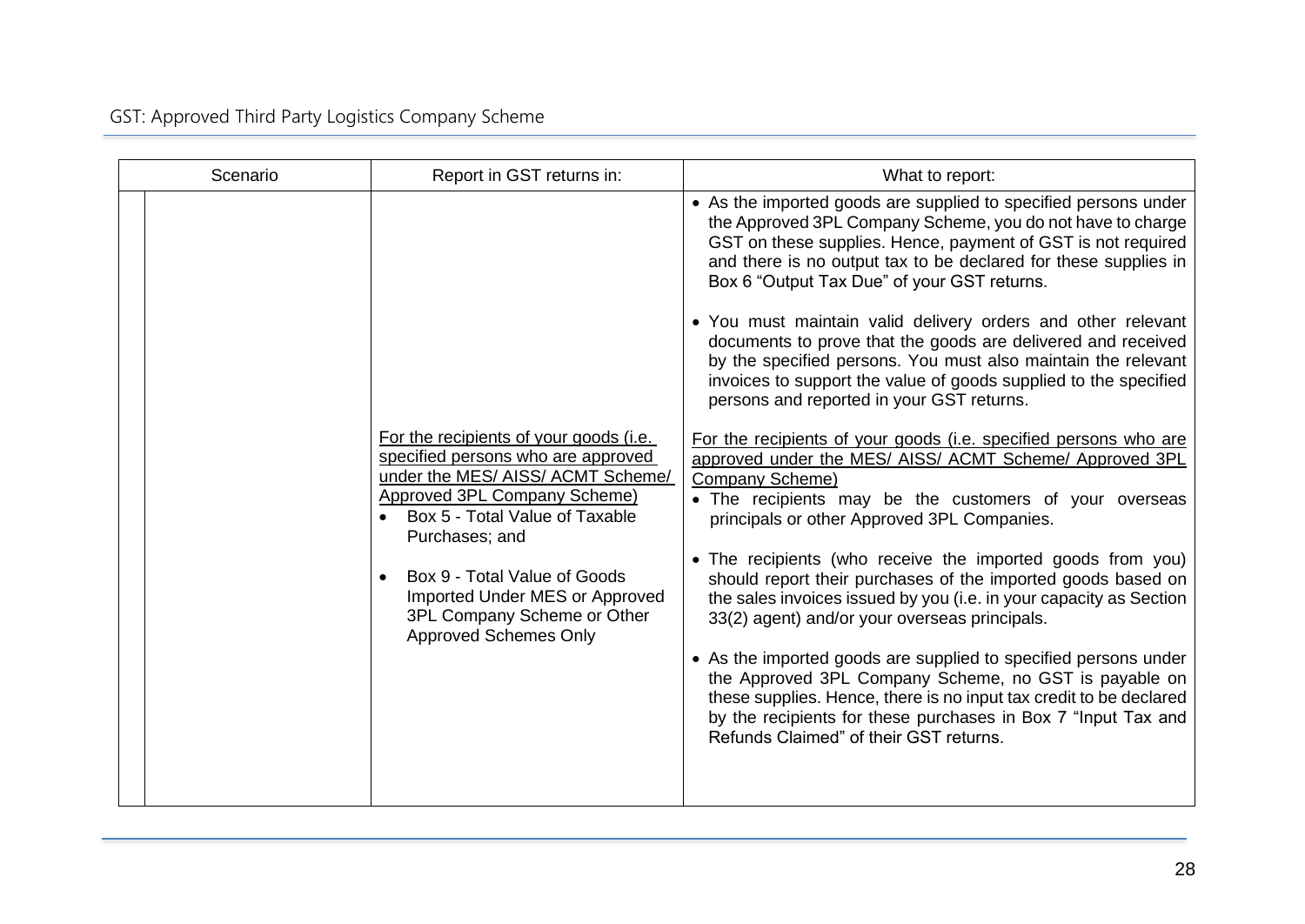| Scenario | | Report in GST returns in: | What to report: |
|---|---|---|---|
| | | | • As the imported goods are supplied to specified persons under the Approved 3PL Company Scheme, you do not have to charge GST on these supplies. Hence, payment of GST is not required and there is no output tax to be declared for these supplies in Box 6 "Output Tax Due" of your GST returns.<br><br>• You must maintain valid delivery orders and other relevant documents to prove that the goods are delivered and received by the specified persons. You must also maintain the relevant invoices to support the value of goods supplied to the specified persons and reported in your GST returns. |
| | | For the recipients of your goods (i.e. specified persons who are approved under the MES/ AISS/ ACMT Scheme/ Approved 3PL Company Scheme)<br>• Box 5 - Total Value of Taxable Purchases; and<br>• Box 9 - Total Value of Goods Imported Under MES or Approved 3PL Company Scheme or Other Approved Schemes Only | For the recipients of your goods (i.e. specified persons who are approved under the MES/ AISS/ ACMT Scheme/ Approved 3PL Company Scheme)<br>• The recipients may be the customers of your overseas principals or other Approved 3PL Companies.<br><br>• The recipients (who receive the imported goods from you) should report their purchases of the imported goods based on the sales invoices issued by you (i.e. in your capacity as Section 33(2) agent) and/or your overseas principals.<br><br>• As the imported goods are supplied to specified persons under the Approved 3PL Company Scheme, no GST is payable on these supplies. Hence, there is no input tax credit to be declared by the recipients for these purchases in Box 7 "Input Tax and Refunds Claimed" of their GST returns. |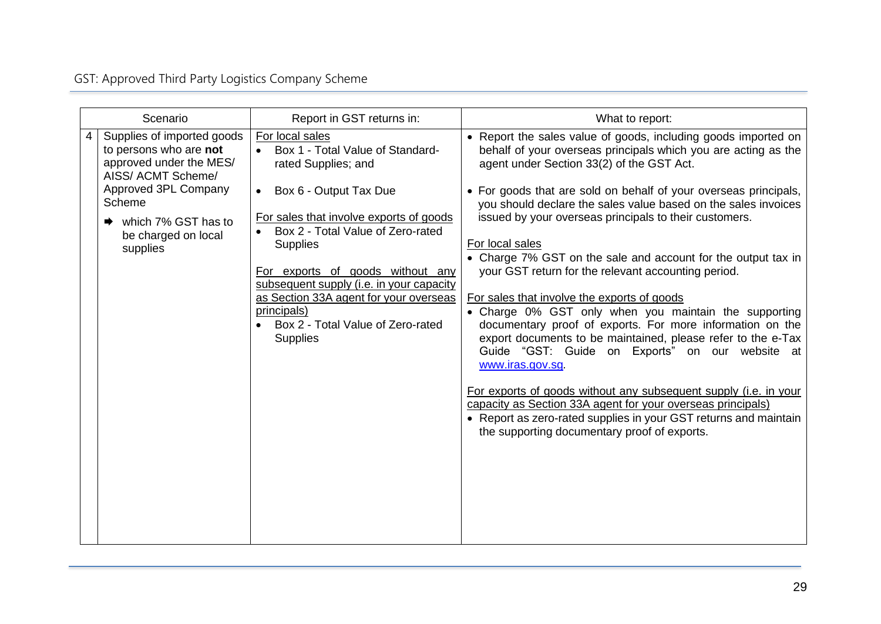| | Scenario | Report in GST returns in: | What to report: |
|---|---|---|---|
| 4 | Supplies of imported goods to persons who are **not** approved under the MES/ AISS/ ACMT Scheme/ Approved 3PL Company Scheme<br><br>➡ which 7% GST has to be charged on local supplies | For local sales<br>• Box 1 - Total Value of Standard-rated Supplies; and<br>• Box 6 - Output Tax Due<br><br>For sales that involve exports of goods<br>• Box 2 - Total Value of Zero-rated Supplies<br><br>For exports of goods without any subsequent supply (i.e. in your capacity as Section 33A agent for your overseas principals)<br>• Box 2 - Total Value of Zero-rated Supplies | • Report the sales value of goods, including goods imported on behalf of your overseas principals which you are acting as the agent under Section 33(2) of the GST Act.<br>• For goods that are sold on behalf of your overseas principals, you should declare the sales value based on the sales invoices issued by your overseas principals to their customers.<br><br>For local sales<br>• Charge 7% GST on the sale and account for the output tax in your GST return for the relevant accounting period.<br><br>For sales that involve the exports of goods<br>• Charge 0% GST only when you maintain the supporting documentary proof of exports. For more information on the export documents to be maintained, please refer to the e-Tax Guide "GST: Guide on Exports" on our website at www.iras.gov.sg.<br><br>For exports of goods without any subsequent supply (i.e. in your capacity as Section 33A agent for your overseas principals)<br>• Report as zero-rated supplies in your GST returns and maintain the supporting documentary proof of exports. |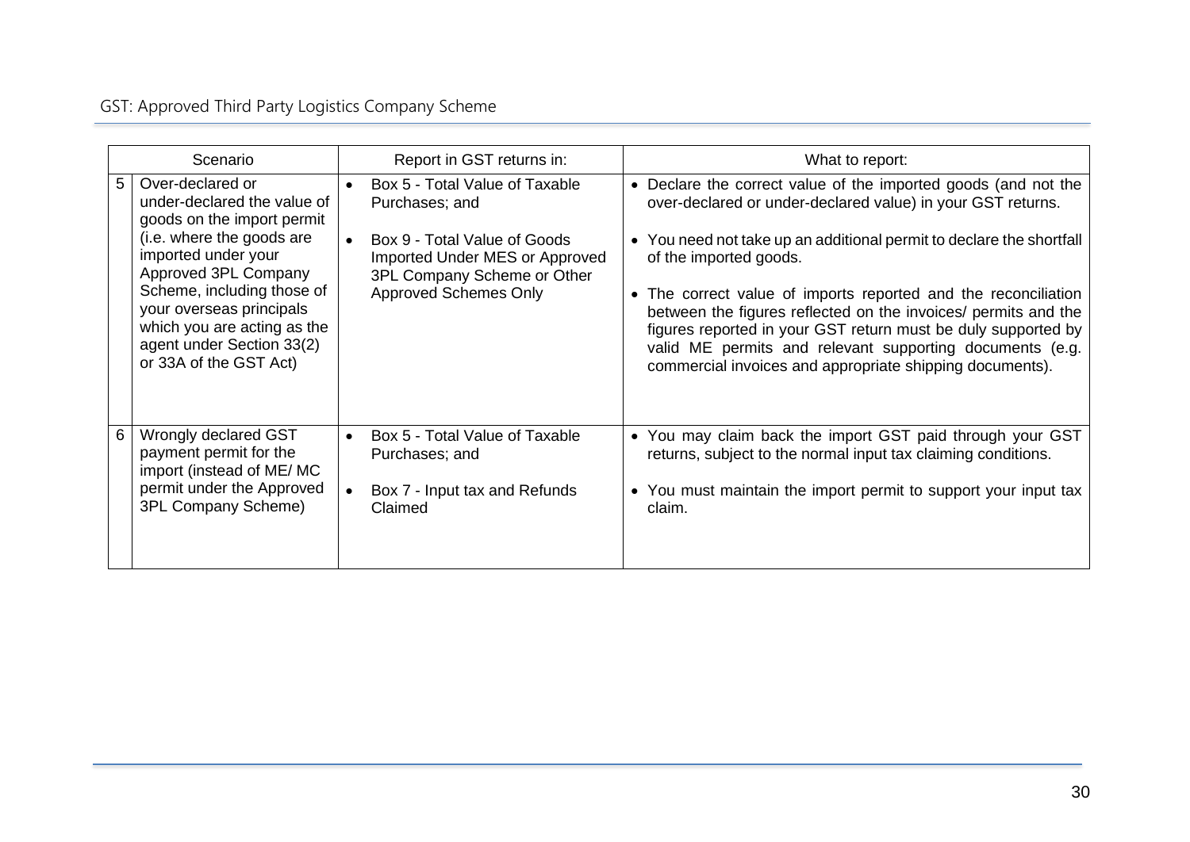| | Scenario | Report in GST returns in: | What to report: |
|---|---|---|---|
| 5 | Over-declared or under-declared the value of goods on the import permit (i.e. where the goods are imported under your Approved 3PL Company Scheme, including those of your overseas principals which you are acting as the agent under Section 33(2) or 33A of the GST Act) | • Box 5 - Total Value of Taxable Purchases; and<br><br>• Box 9 - Total Value of Goods Imported Under MES or Approved 3PL Company Scheme or Other Approved Schemes Only | • Declare the correct value of the imported goods (and not the over-declared or under-declared value) in your GST returns.<br><br>• You need not take up an additional permit to declare the shortfall of the imported goods.<br><br>• The correct value of imports reported and the reconciliation between the figures reflected on the invoices/ permits and the figures reported in your GST return must be duly supported by valid ME permits and relevant supporting documents (e.g. commercial invoices and appropriate shipping documents). |
| 6 | Wrongly declared GST payment permit for the import (instead of ME/ MC permit under the Approved 3PL Company Scheme) | • Box 5 - Total Value of Taxable Purchases; and<br><br>• Box 7 - Input tax and Refunds Claimed | • You may claim back the import GST paid through your GST returns, subject to the normal input tax claiming conditions.<br><br>• You must maintain the import permit to support your input tax claim. |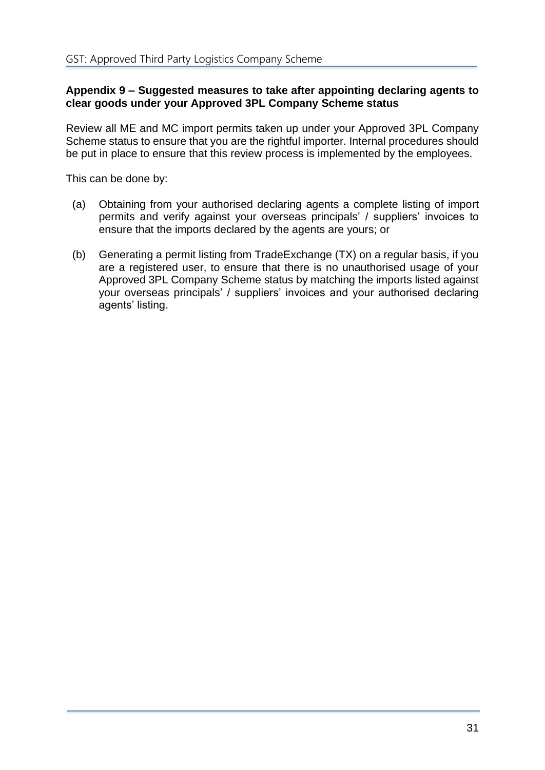## Appendix 9 – Suggested measures to take after appointing declaring agents to clear goods under your Approved 3PL Company Scheme status

Review all ME and MC import permits taken up under your Approved 3PL Company Scheme status to ensure that you are the rightful importer. Internal procedures should be put in place to ensure that this review process is implemented by the employees.

This can be done by:

(a) Obtaining from your authorised declaring agents a complete listing of import permits and verify against your overseas principals' / suppliers' invoices to ensure that the imports declared by the agents are yours; or

(b) Generating a permit listing from TradeExchange (TX) on a regular basis, if you are a registered user, to ensure that there is no unauthorised usage of your Approved 3PL Company Scheme status by matching the imports listed against your overseas principals' / suppliers' invoices and your authorised declaring agents' listing.